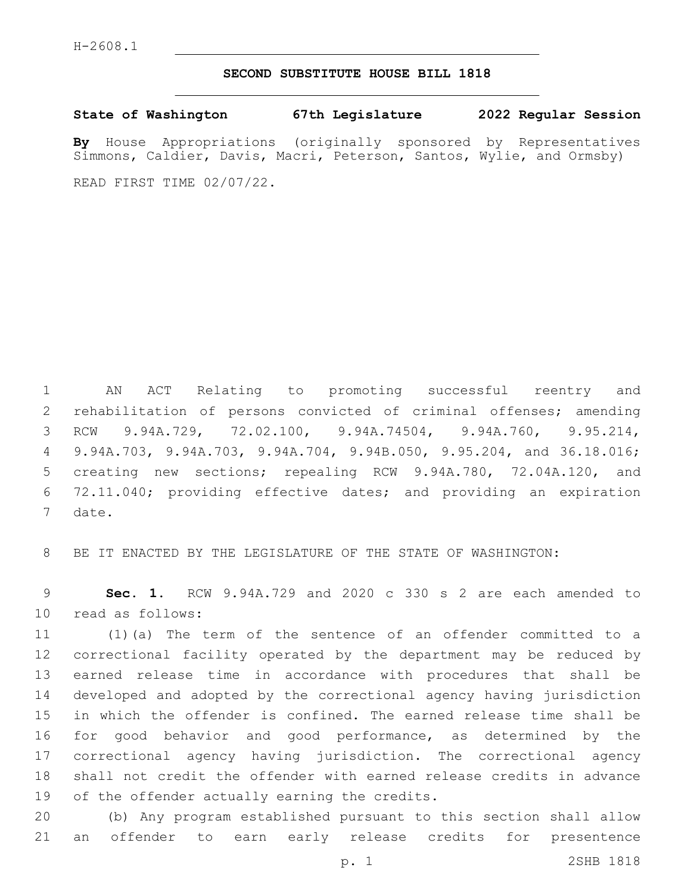H-2608.1

# SECOND SUBSTITUTE HOUSE BILL 1818

**State of Washington 67th Legislature 2022 Regular Session**

**By** House Appropriations (originally sponsored by Representatives Simmons, Caldier, Davis, Macri, Peterson, Santos, Wylie, and Ormsby)

READ FIRST TIME 02/07/22.

AN ACT Relating to promoting successful reentry and rehabilitation of persons convicted of criminal offenses; amending RCW 9.94A.729, 72.02.100, 9.94A.74504, 9.94A.760, 9.95.214, 9.94A.703, 9.94A.703, 9.94A.704, 9.94B.050, 9.95.204, and 36.18.016; creating new sections; repealing RCW 9.94A.780, 72.04A.120, and 72.11.040; providing effective dates; and providing an expiration date.

BE IT ENACTED BY THE LEGISLATURE OF THE STATE OF WASHINGTON:

**Sec. 1.** RCW 9.94A.729 and 2020 c 330 s 2 are each amended to read as follows:

(1)(a) The term of the sentence of an offender committed to a correctional facility operated by the department may be reduced by earned release time in accordance with procedures that shall be developed and adopted by the correctional agency having jurisdiction in which the offender is confined. The earned release time shall be for good behavior and good performance, as determined by the correctional agency having jurisdiction. The correctional agency shall not credit the offender with earned release credits in advance of the offender actually earning the credits.

(b) Any program established pursuant to this section shall allow an offender to earn early release credits for presentence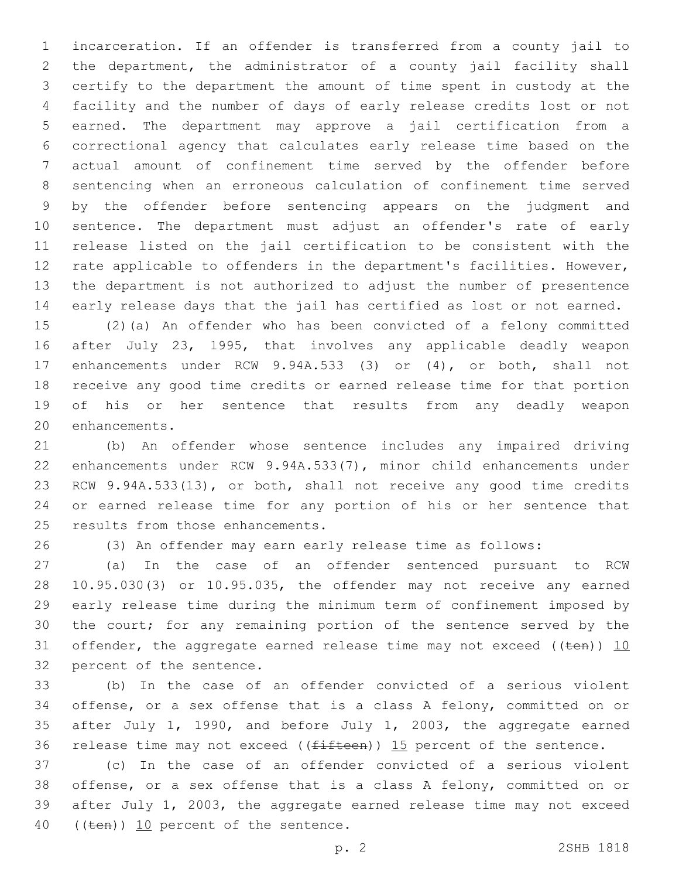incarceration. If an offender is transferred from a county jail to the department, the administrator of a county jail facility shall certify to the department the amount of time spent in custody at the facility and the number of days of early release credits lost or not earned. The department may approve a jail certification from a correctional agency that calculates early release time based on the actual amount of confinement time served by the offender before sentencing when an erroneous calculation of confinement time served by the offender before sentencing appears on the judgment and sentence. The department must adjust an offender's rate of early release listed on the jail certification to be consistent with the rate applicable to offenders in the department's facilities. However, the department is not authorized to adjust the number of presentence early release days that the jail has certified as lost or not earned.

(2)(a) An offender who has been convicted of a felony committed after July 23, 1995, that involves any applicable deadly weapon enhancements under RCW 9.94A.533 (3) or (4), or both, shall not receive any good time credits or earned release time for that portion of his or her sentence that results from any deadly weapon enhancements.

(b) An offender whose sentence includes any impaired driving enhancements under RCW 9.94A.533(7), minor child enhancements under RCW 9.94A.533(13), or both, shall not receive any good time credits or earned release time for any portion of his or her sentence that results from those enhancements.

(3) An offender may earn early release time as follows:

(a) In the case of an offender sentenced pursuant to RCW 10.95.030(3) or 10.95.035, the offender may not receive any earned early release time during the minimum term of confinement imposed by the court; for any remaining portion of the sentence served by the offender, the aggregate earned release time may not exceed ((~~ten~~)) <u>10</u> percent of the sentence.

(b) In the case of an offender convicted of a serious violent offense, or a sex offense that is a class A felony, committed on or after July 1, 1990, and before July 1, 2003, the aggregate earned release time may not exceed ((~~fifteen~~)) <u>15</u> percent of the sentence.

(c) In the case of an offender convicted of a serious violent offense, or a sex offense that is a class A felony, committed on or after July 1, 2003, the aggregate earned release time may not exceed ((~~ten~~)) <u>10</u> percent of the sentence.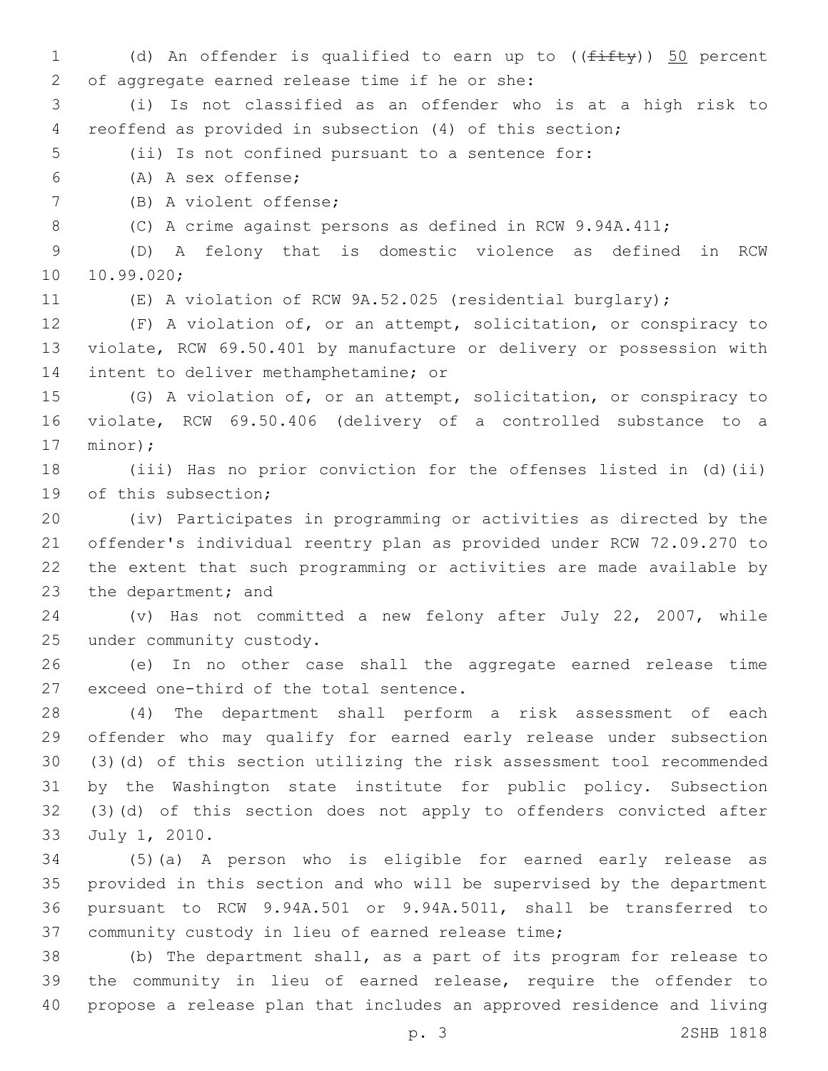(d) An offender is qualified to earn up to ((~~fifty~~)) <u>50</u> percent of aggregate earned release time if he or she:

(i) Is not classified as an offender who is at a high risk to reoffend as provided in subsection (4) of this section;

(ii) Is not confined pursuant to a sentence for:

(A) A sex offense;

(B) A violent offense;

(C) A crime against persons as defined in RCW 9.94A.411;

(D) A felony that is domestic violence as defined in RCW 10.99.020;

(E) A violation of RCW 9A.52.025 (residential burglary);

(F) A violation of, or an attempt, solicitation, or conspiracy to violate, RCW 69.50.401 by manufacture or delivery or possession with intent to deliver methamphetamine; or

(G) A violation of, or an attempt, solicitation, or conspiracy to violate, RCW 69.50.406 (delivery of a controlled substance to a minor);

(iii) Has no prior conviction for the offenses listed in (d)(ii) of this subsection;

(iv) Participates in programming or activities as directed by the offender's individual reentry plan as provided under RCW 72.09.270 to the extent that such programming or activities are made available by the department; and

(v) Has not committed a new felony after July 22, 2007, while under community custody.

(e) In no other case shall the aggregate earned release time exceed one-third of the total sentence.

(4) The department shall perform a risk assessment of each offender who may qualify for earned early release under subsection (3)(d) of this section utilizing the risk assessment tool recommended by the Washington state institute for public policy. Subsection (3)(d) of this section does not apply to offenders convicted after July 1, 2010.

(5)(a) A person who is eligible for earned early release as provided in this section and who will be supervised by the department pursuant to RCW 9.94A.501 or 9.94A.5011, shall be transferred to community custody in lieu of earned release time;

(b) The department shall, as a part of its program for release to the community in lieu of earned release, require the offender to propose a release plan that includes an approved residence and living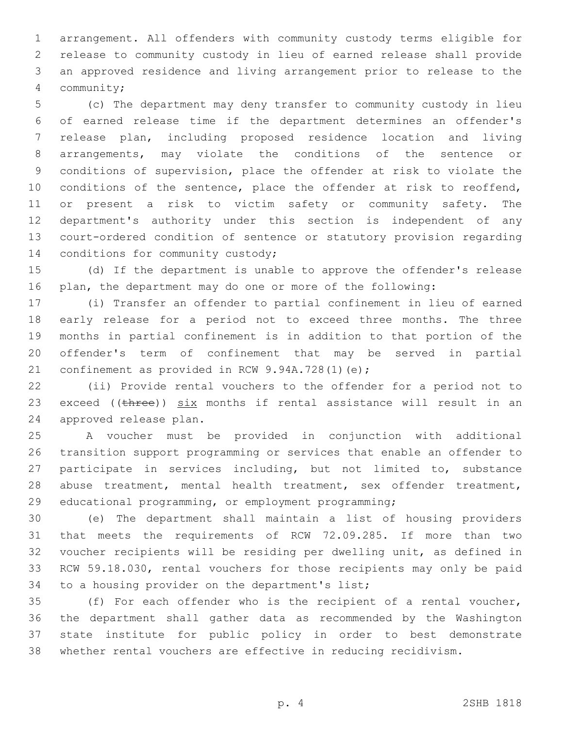arrangement. All offenders with community custody terms eligible for release to community custody in lieu of earned release shall provide an approved residence and living arrangement prior to release to the community;

(c) The department may deny transfer to community custody in lieu of earned release time if the department determines an offender's release plan, including proposed residence location and living arrangements, may violate the conditions of the sentence or conditions of supervision, place the offender at risk to violate the conditions of the sentence, place the offender at risk to reoffend, or present a risk to victim safety or community safety. The department's authority under this section is independent of any court-ordered condition of sentence or statutory provision regarding conditions for community custody;

(d) If the department is unable to approve the offender's release plan, the department may do one or more of the following:

(i) Transfer an offender to partial confinement in lieu of earned early release for a period not to exceed three months. The three months in partial confinement is in addition to that portion of the offender's term of confinement that may be served in partial confinement as provided in RCW 9.94A.728(1)(e);

(ii) Provide rental vouchers to the offender for a period not to exceed ((~~three~~)) <u>six</u> months if rental assistance will result in an approved release plan.

A voucher must be provided in conjunction with additional transition support programming or services that enable an offender to participate in services including, but not limited to, substance abuse treatment, mental health treatment, sex offender treatment, educational programming, or employment programming;

(e) The department shall maintain a list of housing providers that meets the requirements of RCW 72.09.285. If more than two voucher recipients will be residing per dwelling unit, as defined in RCW 59.18.030, rental vouchers for those recipients may only be paid to a housing provider on the department's list;

(f) For each offender who is the recipient of a rental voucher, the department shall gather data as recommended by the Washington state institute for public policy in order to best demonstrate whether rental vouchers are effective in reducing recidivism.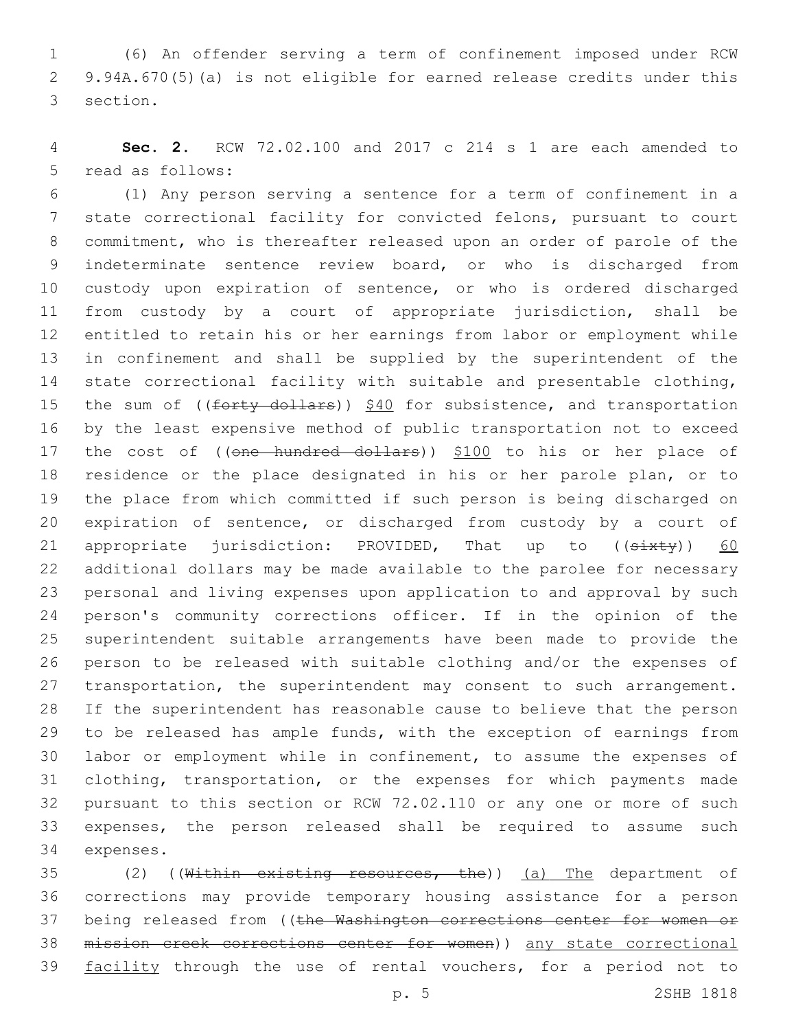(6) An offender serving a term of confinement imposed under RCW 9.94A.670(5)(a) is not eligible for earned release credits under this section.

**Sec. 2.** RCW 72.02.100 and 2017 c 214 s 1 are each amended to read as follows:

(1) Any person serving a sentence for a term of confinement in a state correctional facility for convicted felons, pursuant to court commitment, who is thereafter released upon an order of parole of the indeterminate sentence review board, or who is discharged from custody upon expiration of sentence, or who is ordered discharged from custody by a court of appropriate jurisdiction, shall be entitled to retain his or her earnings from labor or employment while in confinement and shall be supplied by the superintendent of the state correctional facility with suitable and presentable clothing, the sum of ((~~forty dollars~~)) $40 for subsistence, and transportation by the least expensive method of public transportation not to exceed the cost of ((~~one hundred dollars~~)) $100 to his or her place of residence or the place designated in his or her parole plan, or to the place from which committed if such person is being discharged on expiration of sentence, or discharged from custody by a court of appropriate jurisdiction: PROVIDED, That up to ((~~sixty~~)) 60 additional dollars may be made available to the parolee for necessary personal and living expenses upon application to and approval by such person's community corrections officer. If in the opinion of the superintendent suitable arrangements have been made to provide the person to be released with suitable clothing and/or the expenses of transportation, the superintendent may consent to such arrangement. If the superintendent has reasonable cause to believe that the person to be released has ample funds, with the exception of earnings from labor or employment while in confinement, to assume the expenses of clothing, transportation, or the expenses for which payments made pursuant to this section or RCW 72.02.110 or any one or more of such expenses, the person released shall be required to assume such expenses.

(2) ((~~Within existing resources, the~~)) (a) The department of corrections may provide temporary housing assistance for a person being released from ((~~the Washington corrections center for women or mission creek corrections center for women~~)) any state correctional facility through the use of rental vouchers, for a period not to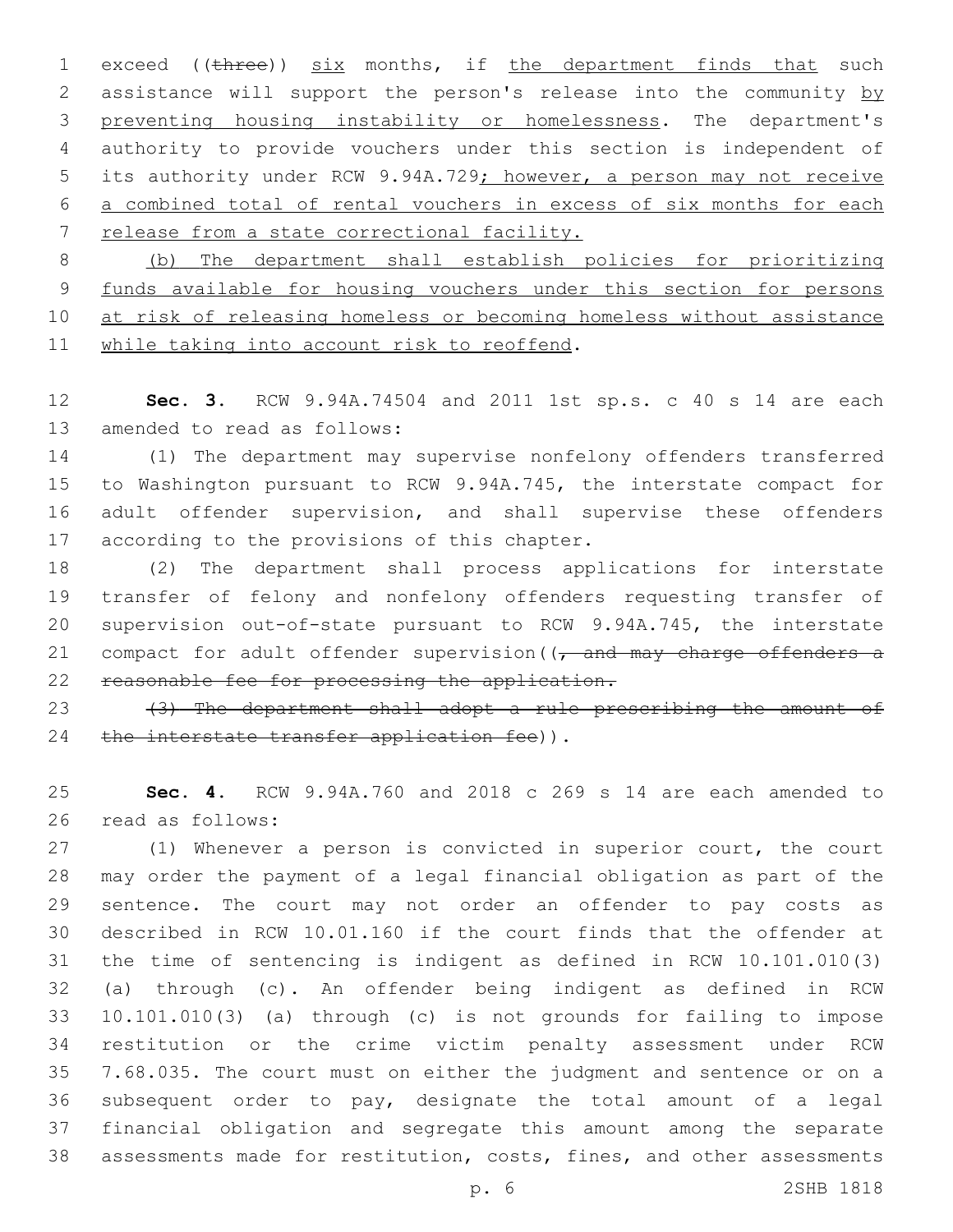exceed ((~~three~~)) <u>six</u> months, if <u>the department finds that</u> such assistance will support the person's release into the community <u>by preventing housing instability or homelessness</u>. The department's authority to provide vouchers under this section is independent of its authority under RCW 9.94A.729<u>; however, a person may not receive a combined total of rental vouchers in excess of six months for each release from a state correctional facility.</u>

<u>(b) The department shall establish policies for prioritizing funds available for housing vouchers under this section for persons at risk of releasing homeless or becoming homeless without assistance while taking into account risk to reoffend</u>.

**Sec. 3.** RCW 9.94A.74504 and 2011 1st sp.s. c 40 s 14 are each amended to read as follows:

(1) The department may supervise nonfelony offenders transferred to Washington pursuant to RCW 9.94A.745, the interstate compact for adult offender supervision, and shall supervise these offenders according to the provisions of this chapter.

(2) The department shall process applications for interstate transfer of felony and nonfelony offenders requesting transfer of supervision out-of-state pursuant to RCW 9.94A.745, the interstate compact for adult offender supervision((~~, and may charge offenders a reasonable fee for processing the application.~~

~~(3) The department shall adopt a rule prescribing the amount of the interstate transfer application fee~~)).

**Sec. 4.** RCW 9.94A.760 and 2018 c 269 s 14 are each amended to read as follows:

(1) Whenever a person is convicted in superior court, the court may order the payment of a legal financial obligation as part of the sentence. The court may not order an offender to pay costs as described in RCW 10.01.160 if the court finds that the offender at the time of sentencing is indigent as defined in RCW 10.101.010(3) (a) through (c). An offender being indigent as defined in RCW 10.101.010(3) (a) through (c) is not grounds for failing to impose restitution or the crime victim penalty assessment under RCW 7.68.035. The court must on either the judgment and sentence or on a subsequent order to pay, designate the total amount of a legal financial obligation and segregate this amount among the separate assessments made for restitution, costs, fines, and other assessments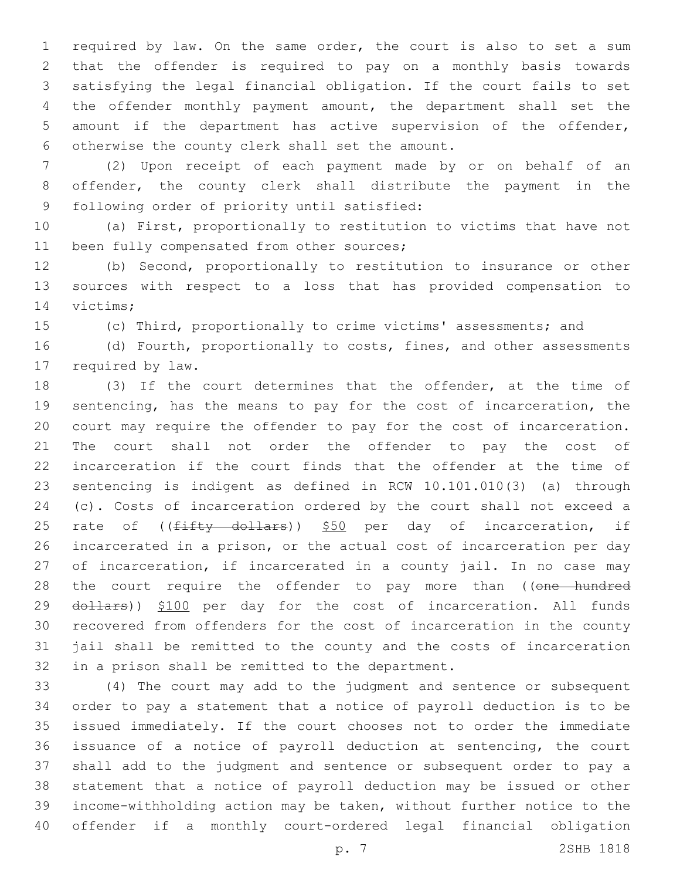required by law. On the same order, the court is also to set a sum that the offender is required to pay on a monthly basis towards satisfying the legal financial obligation. If the court fails to set the offender monthly payment amount, the department shall set the amount if the department has active supervision of the offender, otherwise the county clerk shall set the amount.

(2) Upon receipt of each payment made by or on behalf of an offender, the county clerk shall distribute the payment in the following order of priority until satisfied:

(a) First, proportionally to restitution to victims that have not been fully compensated from other sources;

(b) Second, proportionally to restitution to insurance or other sources with respect to a loss that has provided compensation to victims;

(c) Third, proportionally to crime victims' assessments; and

(d) Fourth, proportionally to costs, fines, and other assessments required by law.

(3) If the court determines that the offender, at the time of sentencing, has the means to pay for the cost of incarceration, the court may require the offender to pay for the cost of incarceration. The court shall not order the offender to pay the cost of incarceration if the court finds that the offender at the time of sentencing is indigent as defined in RCW 10.101.010(3) (a) through (c). Costs of incarceration ordered by the court shall not exceed a rate of ((~~fifty dollars~~)) $50 per day of incarceration, if incarcerated in a prison, or the actual cost of incarceration per day of incarceration, if incarcerated in a county jail. In no case may the court require the offender to pay more than ((~~one hundred dollars~~)) $100 per day for the cost of incarceration. All funds recovered from offenders for the cost of incarceration in the county jail shall be remitted to the county and the costs of incarceration in a prison shall be remitted to the department.

(4) The court may add to the judgment and sentence or subsequent order to pay a statement that a notice of payroll deduction is to be issued immediately. If the court chooses not to order the immediate issuance of a notice of payroll deduction at sentencing, the court shall add to the judgment and sentence or subsequent order to pay a statement that a notice of payroll deduction may be issued or other income-withholding action may be taken, without further notice to the offender if a monthly court-ordered legal financial obligation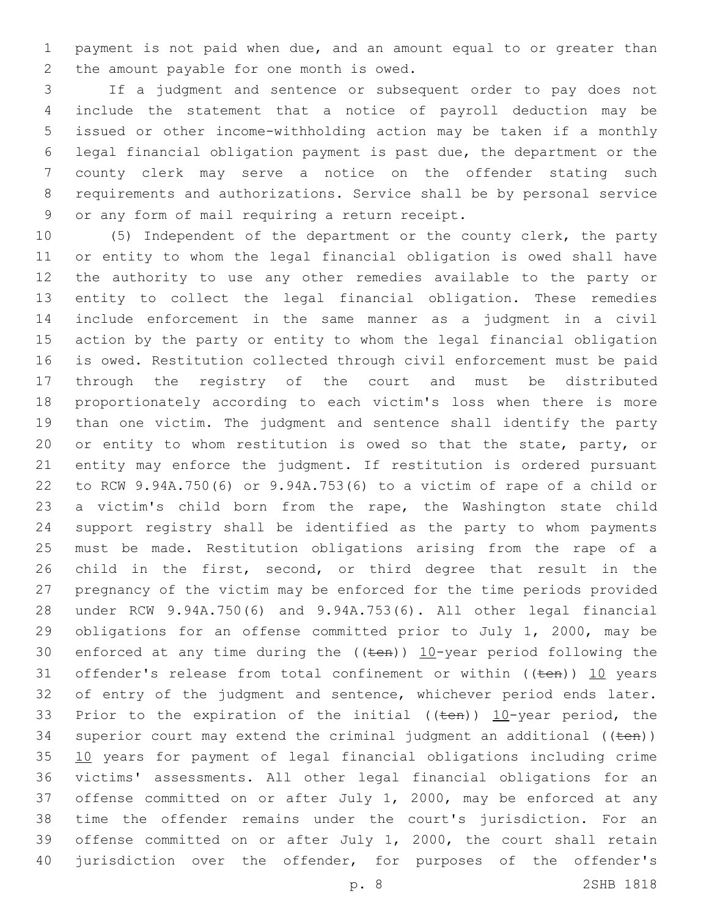payment is not paid when due, and an amount equal to or greater than the amount payable for one month is owed.

If a judgment and sentence or subsequent order to pay does not include the statement that a notice of payroll deduction may be issued or other income-withholding action may be taken if a monthly legal financial obligation payment is past due, the department or the county clerk may serve a notice on the offender stating such requirements and authorizations. Service shall be by personal service or any form of mail requiring a return receipt.

(5) Independent of the department or the county clerk, the party or entity to whom the legal financial obligation is owed shall have the authority to use any other remedies available to the party or entity to collect the legal financial obligation. These remedies include enforcement in the same manner as a judgment in a civil action by the party or entity to whom the legal financial obligation is owed. Restitution collected through civil enforcement must be paid through the registry of the court and must be distributed proportionately according to each victim's loss when there is more than one victim. The judgment and sentence shall identify the party or entity to whom restitution is owed so that the state, party, or entity may enforce the judgment. If restitution is ordered pursuant to RCW 9.94A.750(6) or 9.94A.753(6) to a victim of rape of a child or a victim's child born from the rape, the Washington state child support registry shall be identified as the party to whom payments must be made. Restitution obligations arising from the rape of a child in the first, second, or third degree that result in the pregnancy of the victim may be enforced for the time periods provided under RCW 9.94A.750(6) and 9.94A.753(6). All other legal financial obligations for an offense committed prior to July 1, 2000, may be enforced at any time during the ((~~ten~~)) 10-year period following the offender's release from total confinement or within ((~~ten~~)) 10 years of entry of the judgment and sentence, whichever period ends later. Prior to the expiration of the initial ((~~ten~~)) 10-year period, the superior court may extend the criminal judgment an additional ((~~ten~~)) 10 years for payment of legal financial obligations including crime victims' assessments. All other legal financial obligations for an offense committed on or after July 1, 2000, may be enforced at any time the offender remains under the court's jurisdiction. For an offense committed on or after July 1, 2000, the court shall retain jurisdiction over the offender, for purposes of the offender's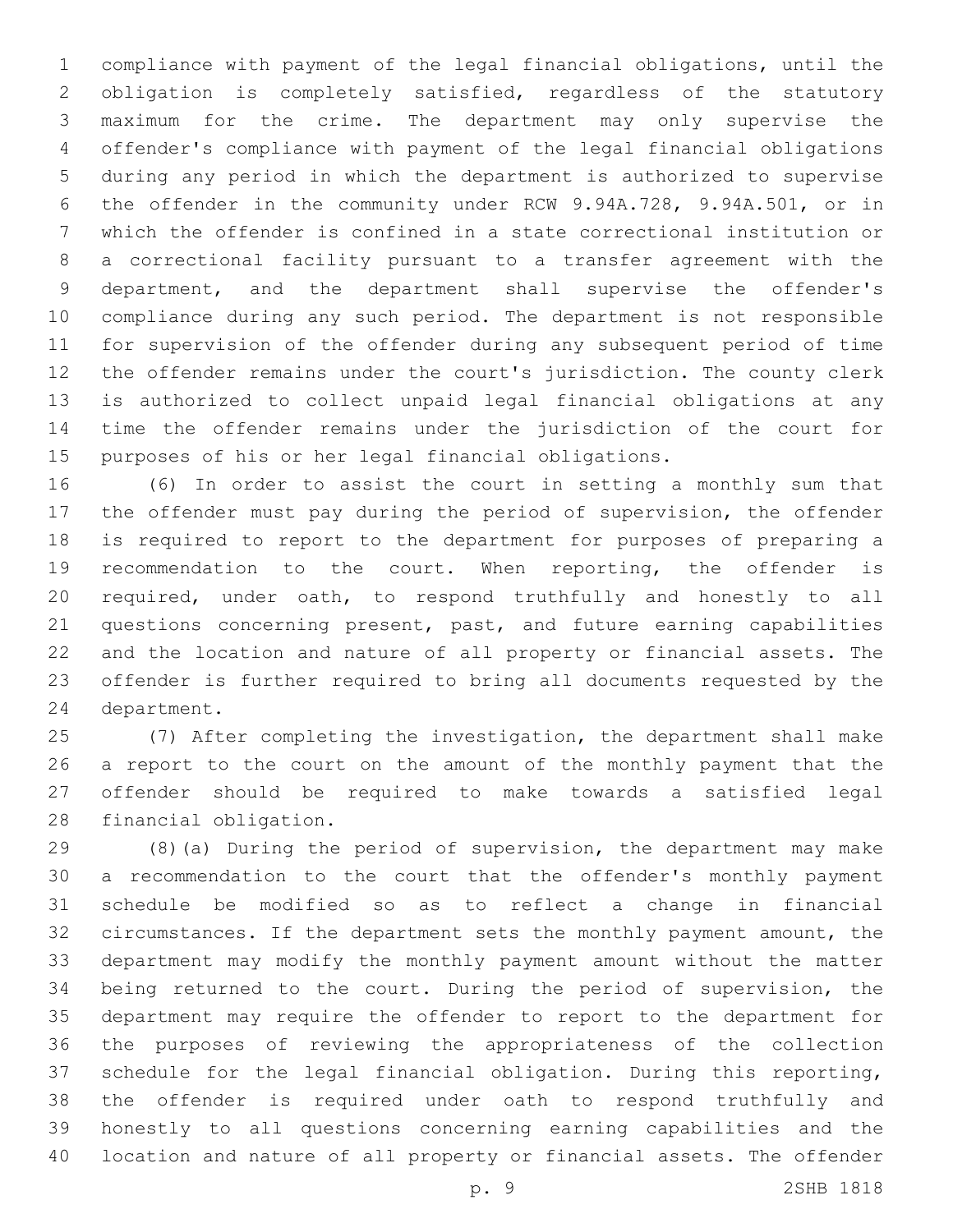compliance with payment of the legal financial obligations, until the obligation is completely satisfied, regardless of the statutory maximum for the crime. The department may only supervise the offender's compliance with payment of the legal financial obligations during any period in which the department is authorized to supervise the offender in the community under RCW 9.94A.728, 9.94A.501, or in which the offender is confined in a state correctional institution or a correctional facility pursuant to a transfer agreement with the department, and the department shall supervise the offender's compliance during any such period. The department is not responsible for supervision of the offender during any subsequent period of time the offender remains under the court's jurisdiction. The county clerk is authorized to collect unpaid legal financial obligations at any time the offender remains under the jurisdiction of the court for purposes of his or her legal financial obligations.

(6) In order to assist the court in setting a monthly sum that the offender must pay during the period of supervision, the offender is required to report to the department for purposes of preparing a recommendation to the court. When reporting, the offender is required, under oath, to respond truthfully and honestly to all questions concerning present, past, and future earning capabilities and the location and nature of all property or financial assets. The offender is further required to bring all documents requested by the department.

(7) After completing the investigation, the department shall make a report to the court on the amount of the monthly payment that the offender should be required to make towards a satisfied legal financial obligation.

(8)(a) During the period of supervision, the department may make a recommendation to the court that the offender's monthly payment schedule be modified so as to reflect a change in financial circumstances. If the department sets the monthly payment amount, the department may modify the monthly payment amount without the matter being returned to the court. During the period of supervision, the department may require the offender to report to the department for the purposes of reviewing the appropriateness of the collection schedule for the legal financial obligation. During this reporting, the offender is required under oath to respond truthfully and honestly to all questions concerning earning capabilities and the location and nature of all property or financial assets. The offender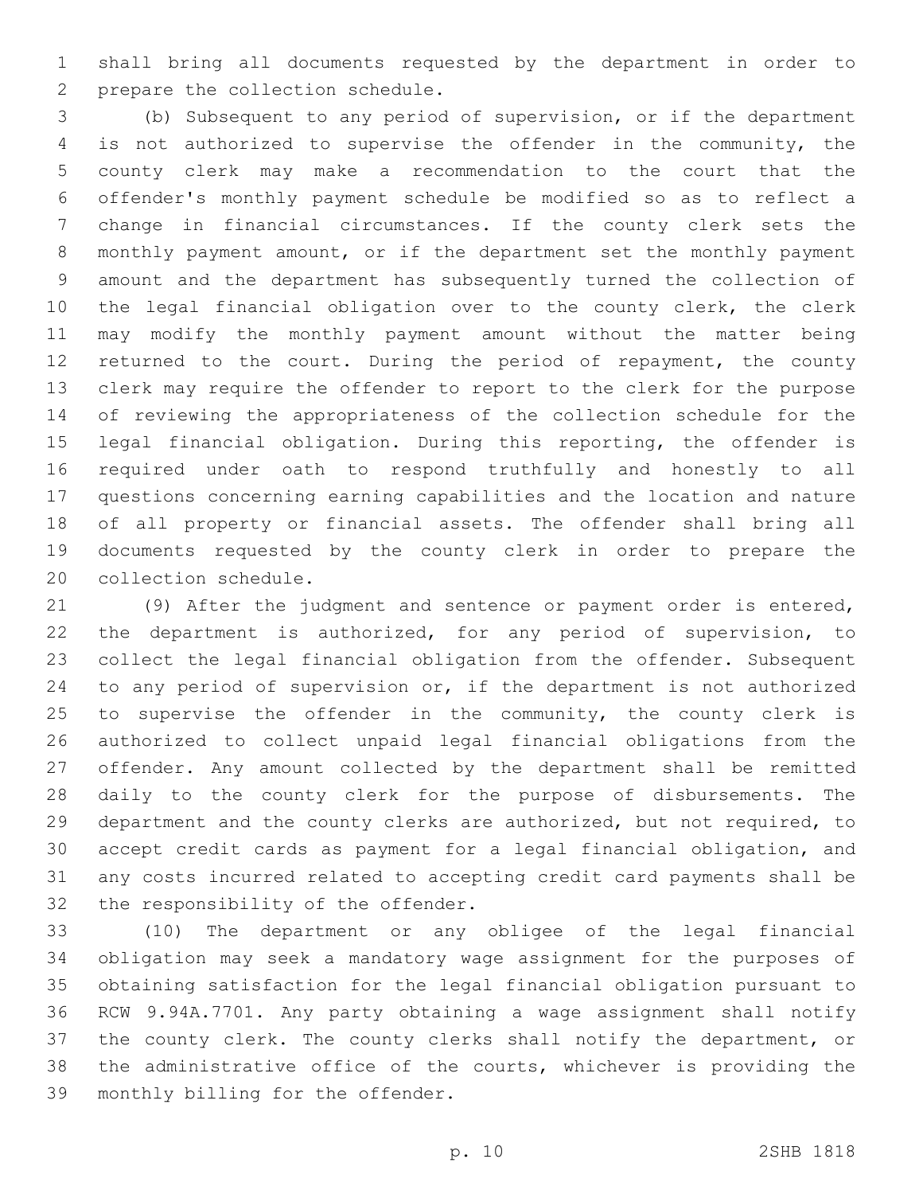shall bring all documents requested by the department in order to prepare the collection schedule.

(b) Subsequent to any period of supervision, or if the department is not authorized to supervise the offender in the community, the county clerk may make a recommendation to the court that the offender's monthly payment schedule be modified so as to reflect a change in financial circumstances. If the county clerk sets the monthly payment amount, or if the department set the monthly payment amount and the department has subsequently turned the collection of the legal financial obligation over to the county clerk, the clerk may modify the monthly payment amount without the matter being returned to the court. During the period of repayment, the county clerk may require the offender to report to the clerk for the purpose of reviewing the appropriateness of the collection schedule for the legal financial obligation. During this reporting, the offender is required under oath to respond truthfully and honestly to all questions concerning earning capabilities and the location and nature of all property or financial assets. The offender shall bring all documents requested by the county clerk in order to prepare the collection schedule.

(9) After the judgment and sentence or payment order is entered, the department is authorized, for any period of supervision, to collect the legal financial obligation from the offender. Subsequent to any period of supervision or, if the department is not authorized to supervise the offender in the community, the county clerk is authorized to collect unpaid legal financial obligations from the offender. Any amount collected by the department shall be remitted daily to the county clerk for the purpose of disbursements. The department and the county clerks are authorized, but not required, to accept credit cards as payment for a legal financial obligation, and any costs incurred related to accepting credit card payments shall be the responsibility of the offender.

(10) The department or any obligee of the legal financial obligation may seek a mandatory wage assignment for the purposes of obtaining satisfaction for the legal financial obligation pursuant to RCW 9.94A.7701. Any party obtaining a wage assignment shall notify the county clerk. The county clerks shall notify the department, or the administrative office of the courts, whichever is providing the monthly billing for the offender.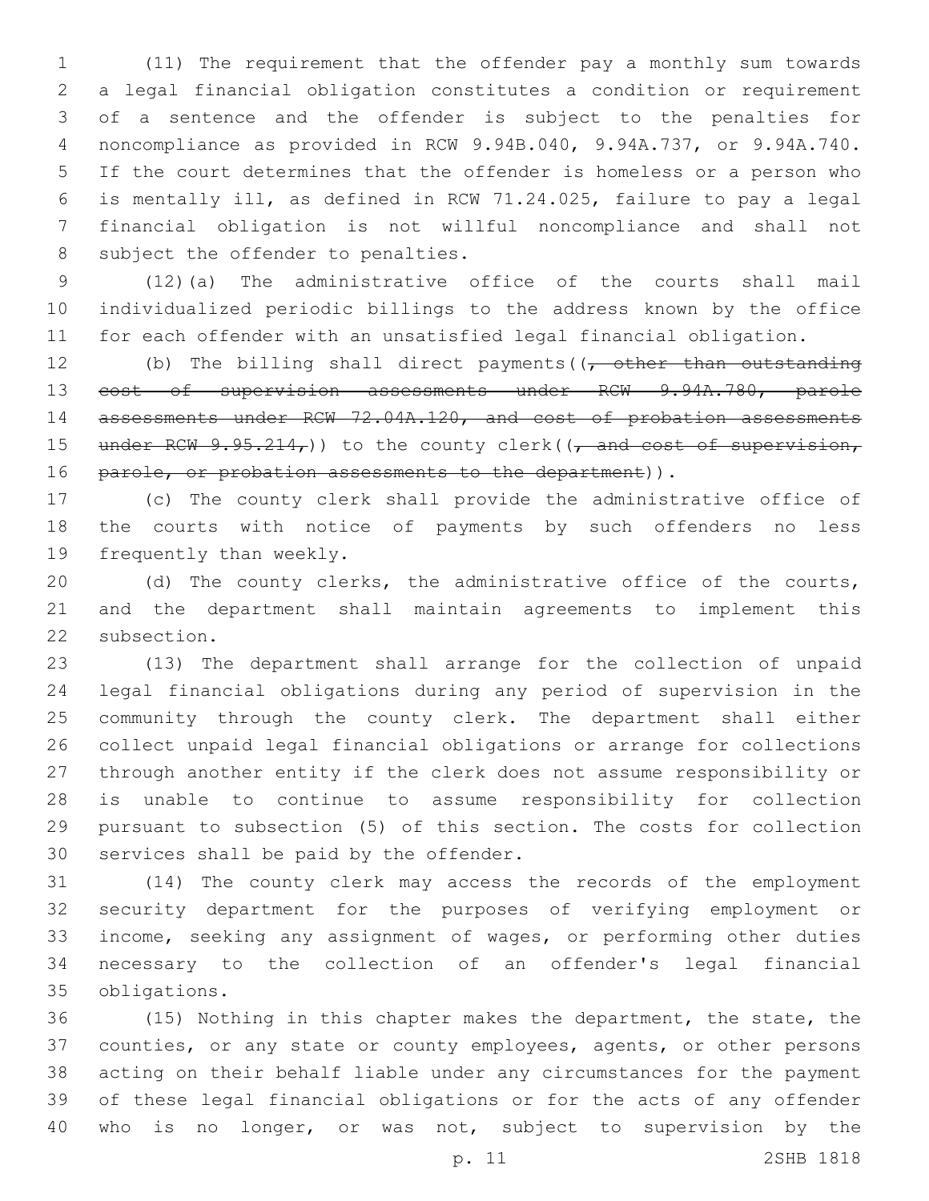(11) The requirement that the offender pay a monthly sum towards a legal financial obligation constitutes a condition or requirement of a sentence and the offender is subject to the penalties for noncompliance as provided in RCW 9.94B.040, 9.94A.737, or 9.94A.740. If the court determines that the offender is homeless or a person who is mentally ill, as defined in RCW 71.24.025, failure to pay a legal financial obligation is not willful noncompliance and shall not subject the offender to penalties.

(12)(a) The administrative office of the courts shall mail individualized periodic billings to the address known by the office for each offender with an unsatisfied legal financial obligation.

(b) The billing shall direct payments((~~, other than outstanding cost of supervision assessments under RCW 9.94A.780, parole assessments under RCW 72.04A.120, and cost of probation assessments under RCW 9.95.214,~~)) to the county clerk((~~, and cost of supervision, parole, or probation assessments to the department~~)).

(c) The county clerk shall provide the administrative office of the courts with notice of payments by such offenders no less frequently than weekly.

(d) The county clerks, the administrative office of the courts, and the department shall maintain agreements to implement this subsection.

(13) The department shall arrange for the collection of unpaid legal financial obligations during any period of supervision in the community through the county clerk. The department shall either collect unpaid legal financial obligations or arrange for collections through another entity if the clerk does not assume responsibility or is unable to continue to assume responsibility for collection pursuant to subsection (5) of this section. The costs for collection services shall be paid by the offender.

(14) The county clerk may access the records of the employment security department for the purposes of verifying employment or income, seeking any assignment of wages, or performing other duties necessary to the collection of an offender's legal financial obligations.

(15) Nothing in this chapter makes the department, the state, the counties, or any state or county employees, agents, or other persons acting on their behalf liable under any circumstances for the payment of these legal financial obligations or for the acts of any offender who is no longer, or was not, subject to supervision by the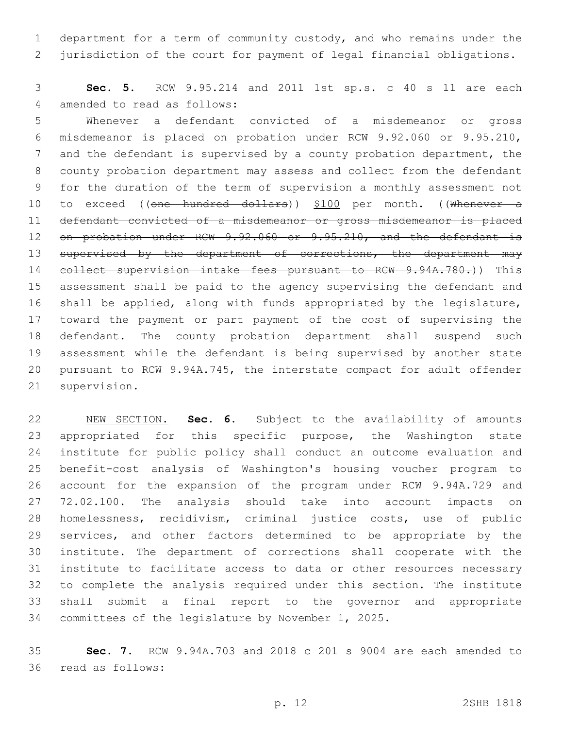department for a term of community custody, and who remains under the jurisdiction of the court for payment of legal financial obligations.

**Sec. 5.** RCW 9.95.214 and 2011 1st sp.s. c 40 s 11 are each amended to read as follows:

Whenever a defendant convicted of a misdemeanor or gross misdemeanor is placed on probation under RCW 9.92.060 or 9.95.210, and the defendant is supervised by a county probation department, the county probation department may assess and collect from the defendant for the duration of the term of supervision a monthly assessment not to exceed ((~~one hundred dollars~~)) <u>$100</u> per month. ((~~Whenever a defendant convicted of a misdemeanor or gross misdemeanor is placed on probation under RCW 9.92.060 or 9.95.210, and the defendant is supervised by the department of corrections, the department may collect supervision intake fees pursuant to RCW 9.94A.780.~~)) This assessment shall be paid to the agency supervising the defendant and shall be applied, along with funds appropriated by the legislature, toward the payment or part payment of the cost of supervising the defendant. The county probation department shall suspend such assessment while the defendant is being supervised by another state pursuant to RCW 9.94A.745, the interstate compact for adult offender supervision.

<u>NEW SECTION.</u> **Sec. 6.** Subject to the availability of amounts appropriated for this specific purpose, the Washington state institute for public policy shall conduct an outcome evaluation and benefit-cost analysis of Washington's housing voucher program to account for the expansion of the program under RCW 9.94A.729 and 72.02.100. The analysis should take into account impacts on homelessness, recidivism, criminal justice costs, use of public services, and other factors determined to be appropriate by the institute. The department of corrections shall cooperate with the institute to facilitate access to data or other resources necessary to complete the analysis required under this section. The institute shall submit a final report to the governor and appropriate committees of the legislature by November 1, 2025.

**Sec. 7.** RCW 9.94A.703 and 2018 c 201 s 9004 are each amended to read as follows: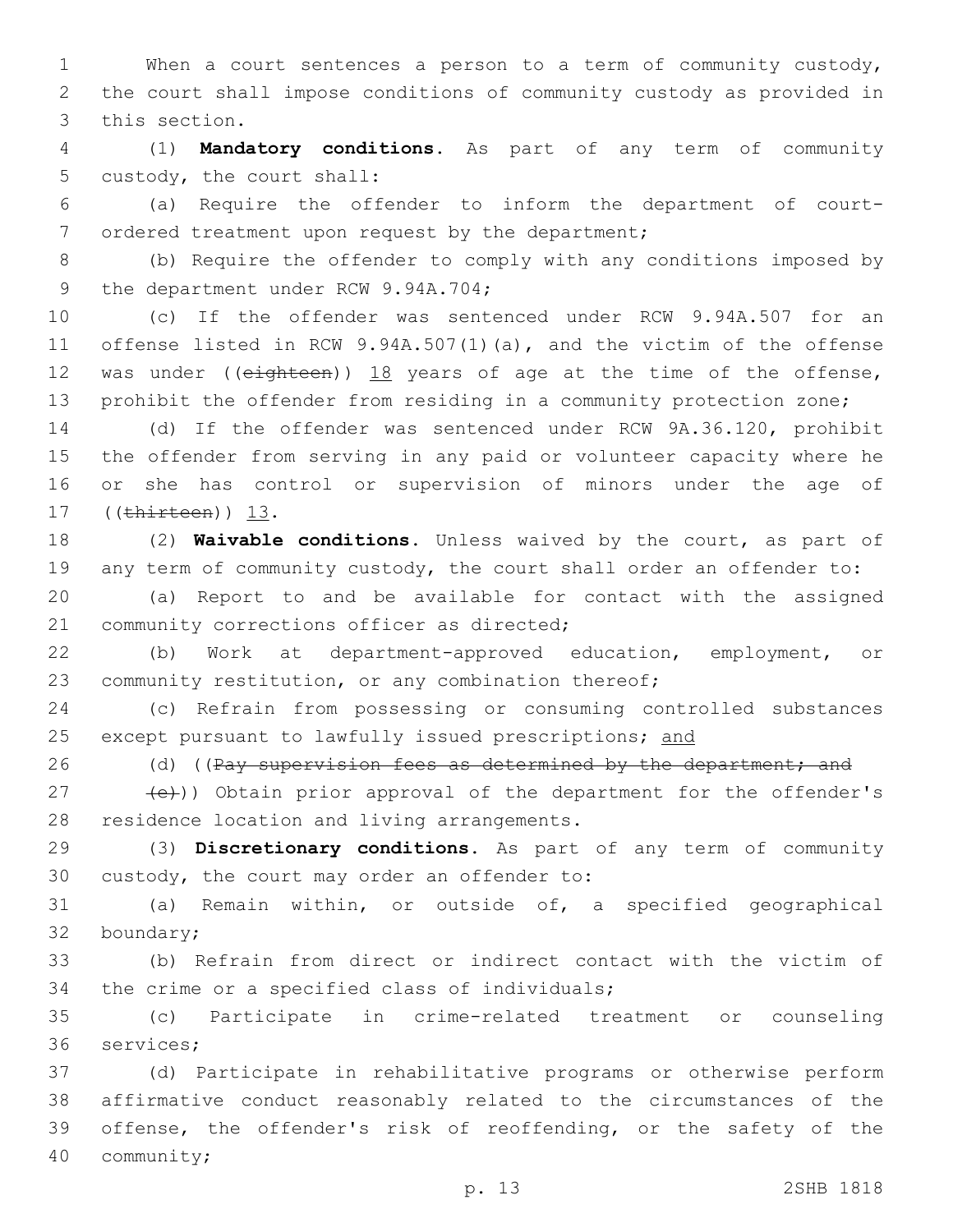When a court sentences a person to a term of community custody, the court shall impose conditions of community custody as provided in this section.

(1) **Mandatory conditions.** As part of any term of community custody, the court shall:

(a) Require the offender to inform the department of court-ordered treatment upon request by the department;

(b) Require the offender to comply with any conditions imposed by the department under RCW 9.94A.704;

(c) If the offender was sentenced under RCW 9.94A.507 for an offense listed in RCW 9.94A.507(1)(a), and the victim of the offense was under ((~~eighteen~~)) <u>18</u> years of age at the time of the offense, prohibit the offender from residing in a community protection zone;

(d) If the offender was sentenced under RCW 9A.36.120, prohibit the offender from serving in any paid or volunteer capacity where he or she has control or supervision of minors under the age of ((~~thirteen~~)) <u>13</u>.

(2) **Waivable conditions.** Unless waived by the court, as part of any term of community custody, the court shall order an offender to:

(a) Report to and be available for contact with the assigned community corrections officer as directed;

(b) Work at department-approved education, employment, or community restitution, or any combination thereof;

(c) Refrain from possessing or consuming controlled substances except pursuant to lawfully issued prescriptions; <u>and</u>

(d) ((~~Pay supervision fees as determined by the department; and~~

~~(e)~~)) Obtain prior approval of the department for the offender's residence location and living arrangements.

(3) **Discretionary conditions.** As part of any term of community custody, the court may order an offender to:

(a) Remain within, or outside of, a specified geographical boundary;

(b) Refrain from direct or indirect contact with the victim of the crime or a specified class of individuals;

(c) Participate in crime-related treatment or counseling services;

(d) Participate in rehabilitative programs or otherwise perform affirmative conduct reasonably related to the circumstances of the offense, the offender's risk of reoffending, or the safety of the community;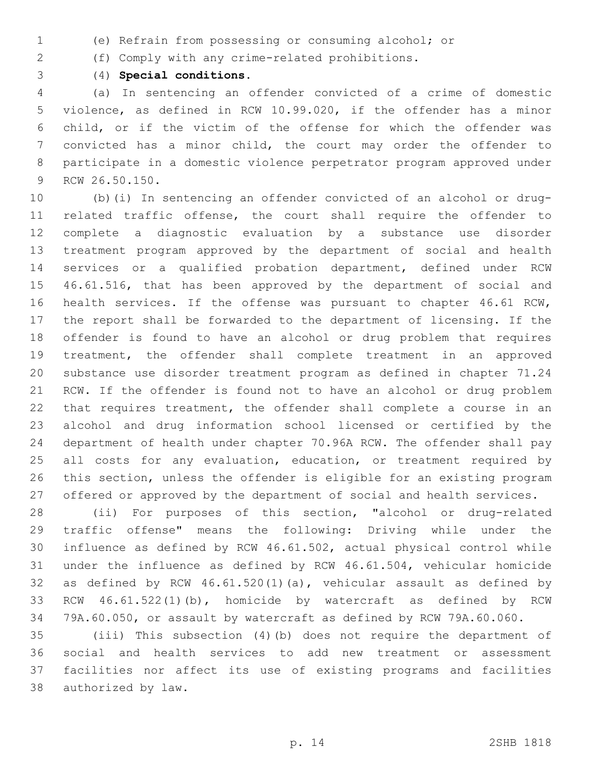(e) Refrain from possessing or consuming alcohol; or

(f) Comply with any crime-related prohibitions.

(4) **Special conditions.**

(a) In sentencing an offender convicted of a crime of domestic violence, as defined in RCW 10.99.020, if the offender has a minor child, or if the victim of the offense for which the offender was convicted has a minor child, the court may order the offender to participate in a domestic violence perpetrator program approved under RCW 26.50.150.

(b)(i) In sentencing an offender convicted of an alcohol or drug-related traffic offense, the court shall require the offender to complete a diagnostic evaluation by a substance use disorder treatment program approved by the department of social and health services or a qualified probation department, defined under RCW 46.61.516, that has been approved by the department of social and health services. If the offense was pursuant to chapter 46.61 RCW, the report shall be forwarded to the department of licensing. If the offender is found to have an alcohol or drug problem that requires treatment, the offender shall complete treatment in an approved substance use disorder treatment program as defined in chapter 71.24 RCW. If the offender is found not to have an alcohol or drug problem that requires treatment, the offender shall complete a course in an alcohol and drug information school licensed or certified by the department of health under chapter 70.96A RCW. The offender shall pay all costs for any evaluation, education, or treatment required by this section, unless the offender is eligible for an existing program offered or approved by the department of social and health services.

(ii) For purposes of this section, "alcohol or drug-related traffic offense" means the following: Driving while under the influence as defined by RCW 46.61.502, actual physical control while under the influence as defined by RCW 46.61.504, vehicular homicide as defined by RCW 46.61.520(1)(a), vehicular assault as defined by RCW 46.61.522(1)(b), homicide by watercraft as defined by RCW 79A.60.050, or assault by watercraft as defined by RCW 79A.60.060.

(iii) This subsection (4)(b) does not require the department of social and health services to add new treatment or assessment facilities nor affect its use of existing programs and facilities authorized by law.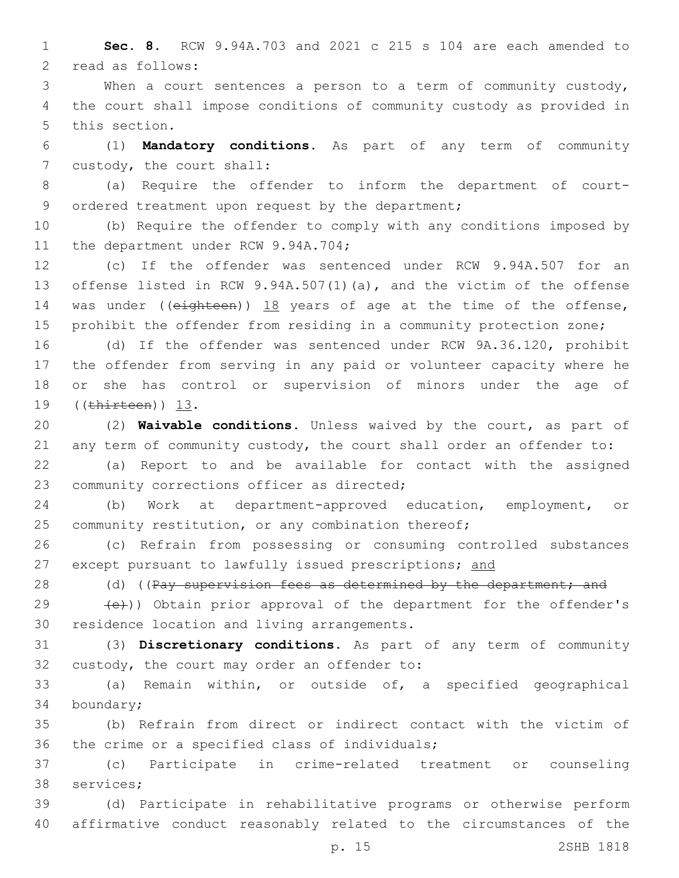**Sec. 8.** RCW 9.94A.703 and 2021 c 215 s 104 are each amended to read as follows:

When a court sentences a person to a term of community custody, the court shall impose conditions of community custody as provided in this section.

(1) **Mandatory conditions.** As part of any term of community custody, the court shall:

(a) Require the offender to inform the department of court-ordered treatment upon request by the department;

(b) Require the offender to comply with any conditions imposed by the department under RCW 9.94A.704;

(c) If the offender was sentenced under RCW 9.94A.507 for an offense listed in RCW 9.94A.507(1)(a), and the victim of the offense was under ((~~eighteen~~)) <u>18</u> years of age at the time of the offense, prohibit the offender from residing in a community protection zone;

(d) If the offender was sentenced under RCW 9A.36.120, prohibit the offender from serving in any paid or volunteer capacity where he or she has control or supervision of minors under the age of ((~~thirteen~~)) <u>13</u>.

(2) **Waivable conditions.** Unless waived by the court, as part of any term of community custody, the court shall order an offender to:

(a) Report to and be available for contact with the assigned community corrections officer as directed;

(b) Work at department-approved education, employment, or community restitution, or any combination thereof;

(c) Refrain from possessing or consuming controlled substances except pursuant to lawfully issued prescriptions; <u>and</u>

(d) ((~~Pay supervision fees as determined by the department; and~~

~~(e)~~)) Obtain prior approval of the department for the offender's residence location and living arrangements.

(3) **Discretionary conditions.** As part of any term of community custody, the court may order an offender to:

(a) Remain within, or outside of, a specified geographical boundary;

(b) Refrain from direct or indirect contact with the victim of the crime or a specified class of individuals;

(c) Participate in crime-related treatment or counseling services;

(d) Participate in rehabilitative programs or otherwise perform affirmative conduct reasonably related to the circumstances of the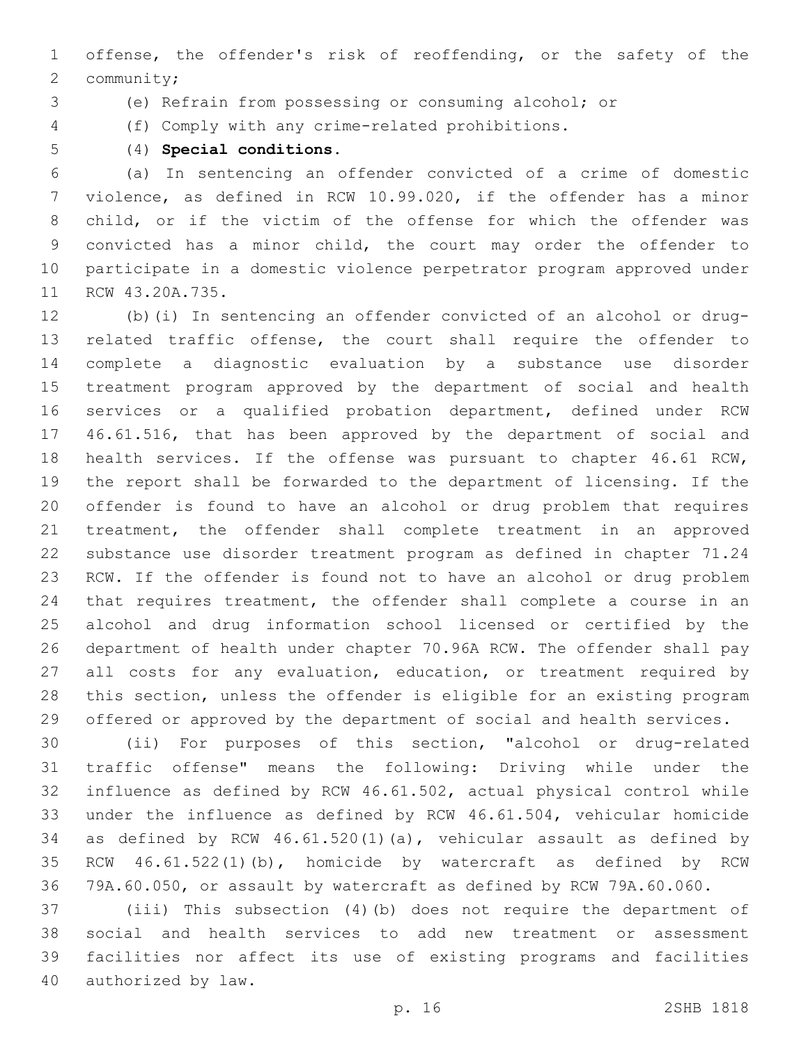offense, the offender's risk of reoffending, or the safety of the community;

(e) Refrain from possessing or consuming alcohol; or

(f) Comply with any crime-related prohibitions.

(4) **Special conditions.**

(a) In sentencing an offender convicted of a crime of domestic violence, as defined in RCW 10.99.020, if the offender has a minor child, or if the victim of the offense for which the offender was convicted has a minor child, the court may order the offender to participate in a domestic violence perpetrator program approved under RCW 43.20A.735.

(b)(i) In sentencing an offender convicted of an alcohol or drug-related traffic offense, the court shall require the offender to complete a diagnostic evaluation by a substance use disorder treatment program approved by the department of social and health services or a qualified probation department, defined under RCW 46.61.516, that has been approved by the department of social and health services. If the offense was pursuant to chapter 46.61 RCW, the report shall be forwarded to the department of licensing. If the offender is found to have an alcohol or drug problem that requires treatment, the offender shall complete treatment in an approved substance use disorder treatment program as defined in chapter 71.24 RCW. If the offender is found not to have an alcohol or drug problem that requires treatment, the offender shall complete a course in an alcohol and drug information school licensed or certified by the department of health under chapter 70.96A RCW. The offender shall pay all costs for any evaluation, education, or treatment required by this section, unless the offender is eligible for an existing program offered or approved by the department of social and health services.

(ii) For purposes of this section, "alcohol or drug-related traffic offense" means the following: Driving while under the influence as defined by RCW 46.61.502, actual physical control while under the influence as defined by RCW 46.61.504, vehicular homicide as defined by RCW 46.61.520(1)(a), vehicular assault as defined by RCW 46.61.522(1)(b), homicide by watercraft as defined by RCW 79A.60.050, or assault by watercraft as defined by RCW 79A.60.060.

(iii) This subsection (4)(b) does not require the department of social and health services to add new treatment or assessment facilities nor affect its use of existing programs and facilities authorized by law.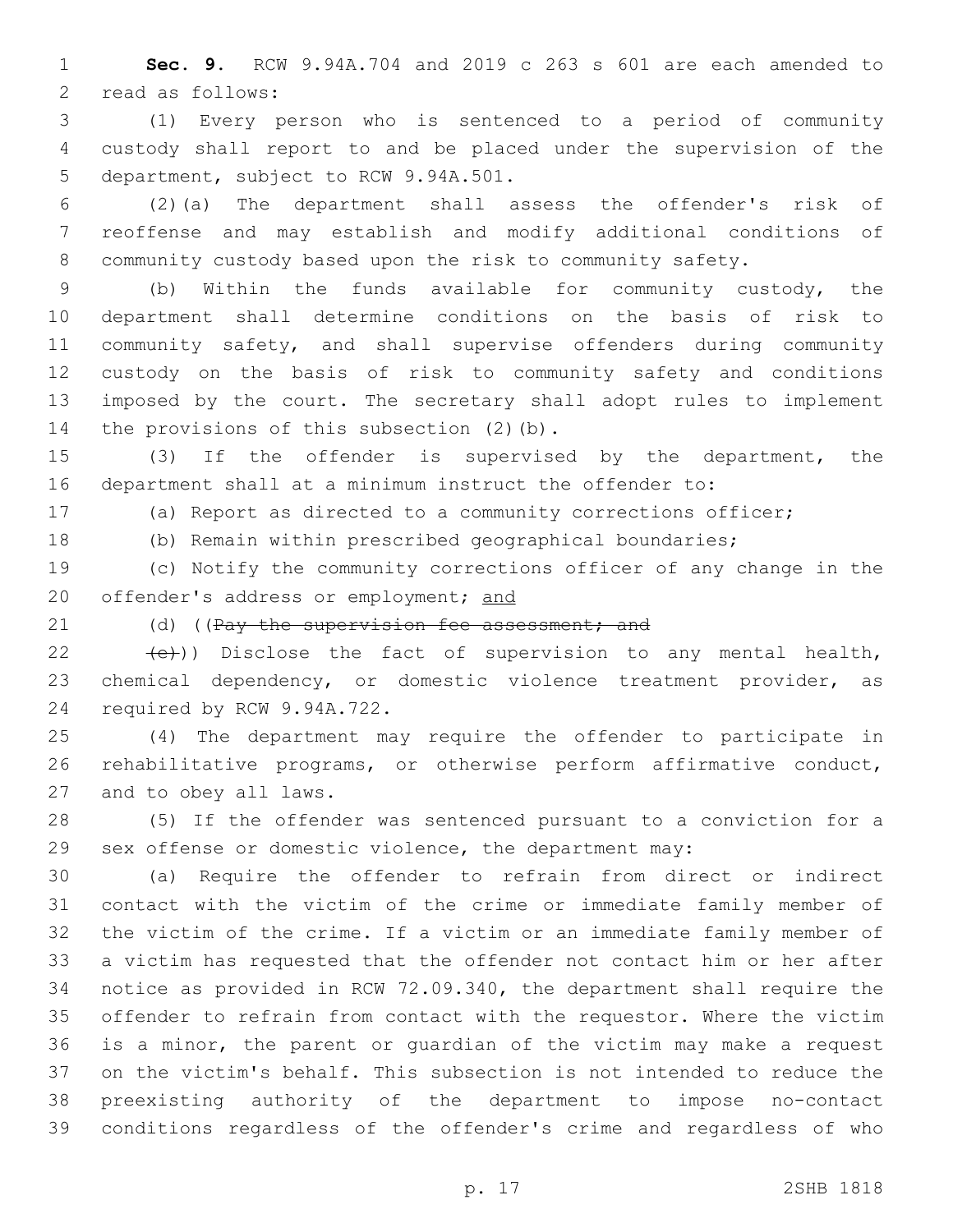**Sec. 9.** RCW 9.94A.704 and 2019 c 263 s 601 are each amended to read as follows:

(1) Every person who is sentenced to a period of community custody shall report to and be placed under the supervision of the department, subject to RCW 9.94A.501.

(2)(a) The department shall assess the offender's risk of reoffense and may establish and modify additional conditions of community custody based upon the risk to community safety.

(b) Within the funds available for community custody, the department shall determine conditions on the basis of risk to community safety, and shall supervise offenders during community custody on the basis of risk to community safety and conditions imposed by the court. The secretary shall adopt rules to implement the provisions of this subsection (2)(b).

(3) If the offender is supervised by the department, the department shall at a minimum instruct the offender to:

(a) Report as directed to a community corrections officer;

(b) Remain within prescribed geographical boundaries;

(c) Notify the community corrections officer of any change in the offender's address or employment; and

(d) ((~~Pay the supervision fee assessment; and~~

~~(e)~~)) Disclose the fact of supervision to any mental health, chemical dependency, or domestic violence treatment provider, as required by RCW 9.94A.722.

(4) The department may require the offender to participate in rehabilitative programs, or otherwise perform affirmative conduct, and to obey all laws.

(5) If the offender was sentenced pursuant to a conviction for a sex offense or domestic violence, the department may:

(a) Require the offender to refrain from direct or indirect contact with the victim of the crime or immediate family member of the victim of the crime. If a victim or an immediate family member of a victim has requested that the offender not contact him or her after notice as provided in RCW 72.09.340, the department shall require the offender to refrain from contact with the requestor. Where the victim is a minor, the parent or guardian of the victim may make a request on the victim's behalf. This subsection is not intended to reduce the preexisting authority of the department to impose no-contact conditions regardless of the offender's crime and regardless of who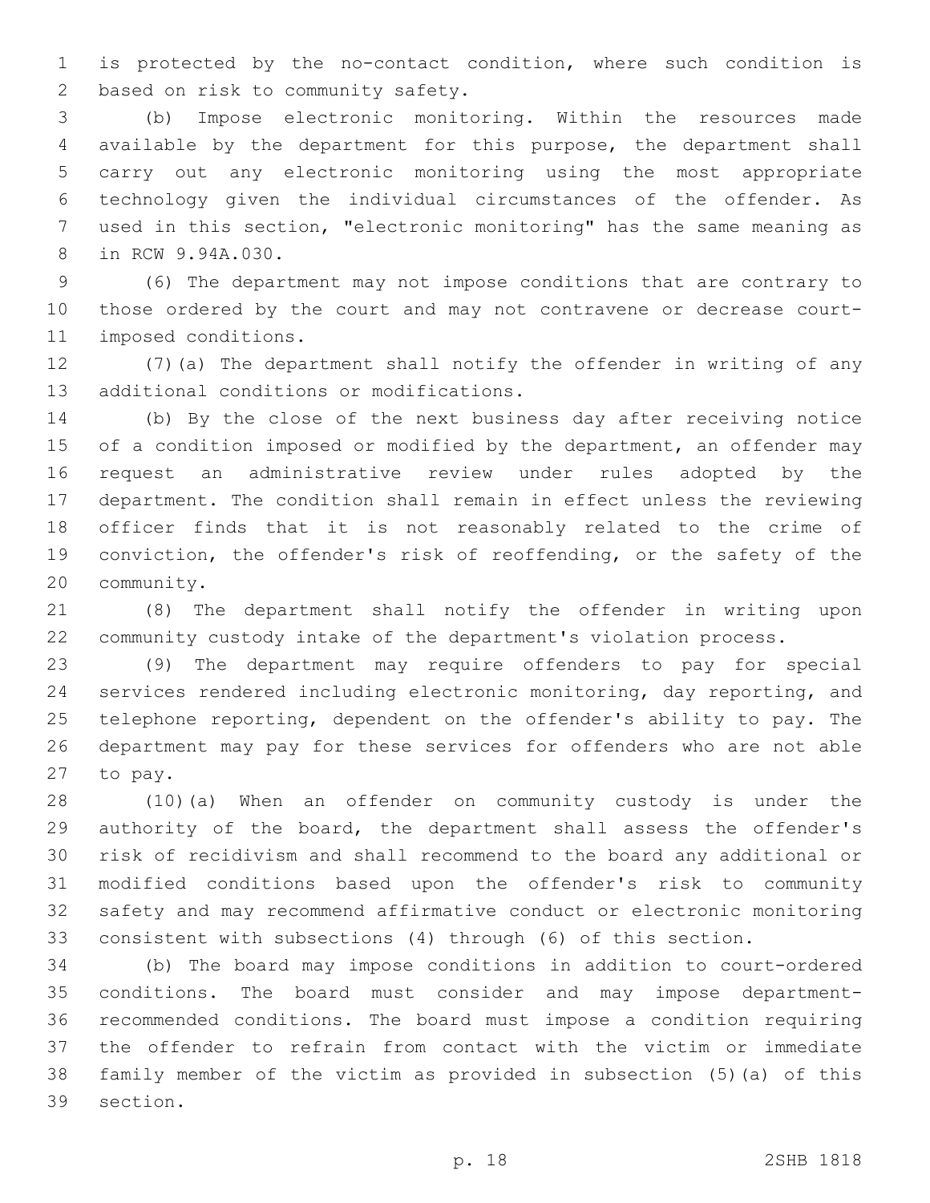is protected by the no-contact condition, where such condition is based on risk to community safety.

(b) Impose electronic monitoring. Within the resources made available by the department for this purpose, the department shall carry out any electronic monitoring using the most appropriate technology given the individual circumstances of the offender. As used in this section, "electronic monitoring" has the same meaning as in RCW 9.94A.030.

(6) The department may not impose conditions that are contrary to those ordered by the court and may not contravene or decrease court-imposed conditions.

(7)(a) The department shall notify the offender in writing of any additional conditions or modifications.

(b) By the close of the next business day after receiving notice of a condition imposed or modified by the department, an offender may request an administrative review under rules adopted by the department. The condition shall remain in effect unless the reviewing officer finds that it is not reasonably related to the crime of conviction, the offender's risk of reoffending, or the safety of the community.

(8) The department shall notify the offender in writing upon community custody intake of the department's violation process.

(9) The department may require offenders to pay for special services rendered including electronic monitoring, day reporting, and telephone reporting, dependent on the offender's ability to pay. The department may pay for these services for offenders who are not able to pay.

(10)(a) When an offender on community custody is under the authority of the board, the department shall assess the offender's risk of recidivism and shall recommend to the board any additional or modified conditions based upon the offender's risk to community safety and may recommend affirmative conduct or electronic monitoring consistent with subsections (4) through (6) of this section.

(b) The board may impose conditions in addition to court-ordered conditions. The board must consider and may impose department-recommended conditions. The board must impose a condition requiring the offender to refrain from contact with the victim or immediate family member of the victim as provided in subsection (5)(a) of this section.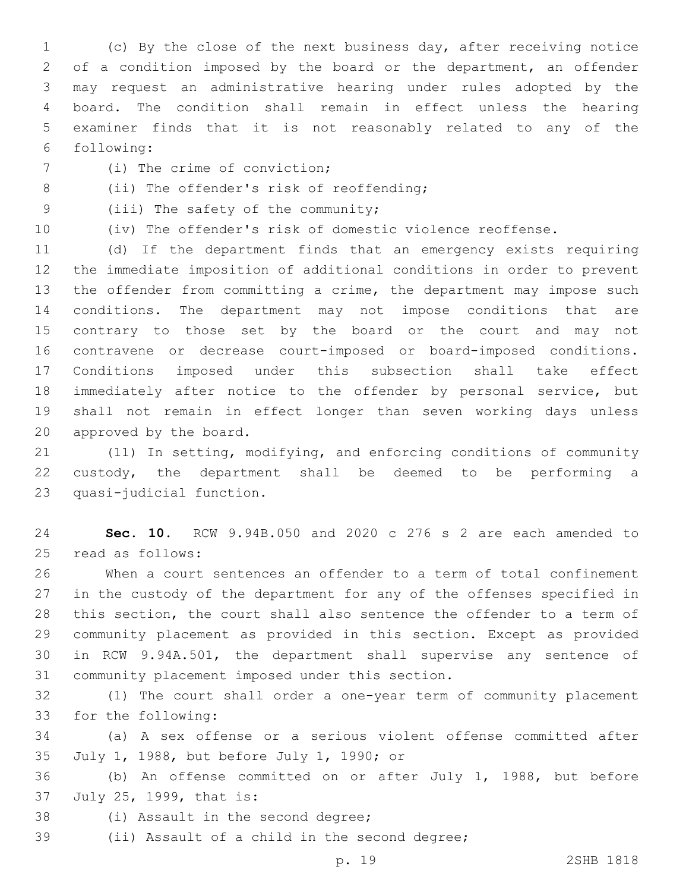(c) By the close of the next business day, after receiving notice of a condition imposed by the board or the department, an offender may request an administrative hearing under rules adopted by the board. The condition shall remain in effect unless the hearing examiner finds that it is not reasonably related to any of the following:

(i) The crime of conviction;

(ii) The offender's risk of reoffending;

(iii) The safety of the community;

(iv) The offender's risk of domestic violence reoffense.

(d) If the department finds that an emergency exists requiring the immediate imposition of additional conditions in order to prevent the offender from committing a crime, the department may impose such conditions. The department may not impose conditions that are contrary to those set by the board or the court and may not contravene or decrease court-imposed or board-imposed conditions. Conditions imposed under this subsection shall take effect immediately after notice to the offender by personal service, but shall not remain in effect longer than seven working days unless approved by the board.

(11) In setting, modifying, and enforcing conditions of community custody, the department shall be deemed to be performing a quasi-judicial function.

**Sec. 10.** RCW 9.94B.050 and 2020 c 276 s 2 are each amended to read as follows:

When a court sentences an offender to a term of total confinement in the custody of the department for any of the offenses specified in this section, the court shall also sentence the offender to a term of community placement as provided in this section. Except as provided in RCW 9.94A.501, the department shall supervise any sentence of community placement imposed under this section.

(1) The court shall order a one-year term of community placement for the following:

(a) A sex offense or a serious violent offense committed after July 1, 1988, but before July 1, 1990; or

(b) An offense committed on or after July 1, 1988, but before July 25, 1999, that is:

(i) Assault in the second degree;

(ii) Assault of a child in the second degree;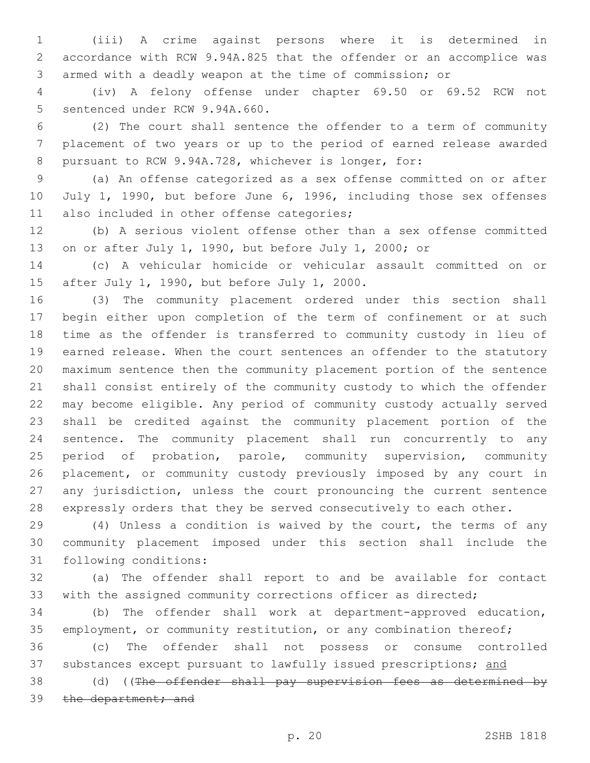(iii) A crime against persons where it is determined in accordance with RCW 9.94A.825 that the offender or an accomplice was armed with a deadly weapon at the time of commission; or

(iv) A felony offense under chapter 69.50 or 69.52 RCW not sentenced under RCW 9.94A.660.

(2) The court shall sentence the offender to a term of community placement of two years or up to the period of earned release awarded pursuant to RCW 9.94A.728, whichever is longer, for:

(a) An offense categorized as a sex offense committed on or after July 1, 1990, but before June 6, 1996, including those sex offenses also included in other offense categories;

(b) A serious violent offense other than a sex offense committed on or after July 1, 1990, but before July 1, 2000; or

(c) A vehicular homicide or vehicular assault committed on or after July 1, 1990, but before July 1, 2000.

(3) The community placement ordered under this section shall begin either upon completion of the term of confinement or at such time as the offender is transferred to community custody in lieu of earned release. When the court sentences an offender to the statutory maximum sentence then the community placement portion of the sentence shall consist entirely of the community custody to which the offender may become eligible. Any period of community custody actually served shall be credited against the community placement portion of the sentence. The community placement shall run concurrently to any period of probation, parole, community supervision, community placement, or community custody previously imposed by any court in any jurisdiction, unless the court pronouncing the current sentence expressly orders that they be served consecutively to each other.

(4) Unless a condition is waived by the court, the terms of any community placement imposed under this section shall include the following conditions:

(a) The offender shall report to and be available for contact with the assigned community corrections officer as directed;

(b) The offender shall work at department-approved education, employment, or community restitution, or any combination thereof;

(c) The offender shall not possess or consume controlled substances except pursuant to lawfully issued prescriptions; <u>and</u>

(d) ((~~The offender shall pay supervision fees as determined by the department; and~~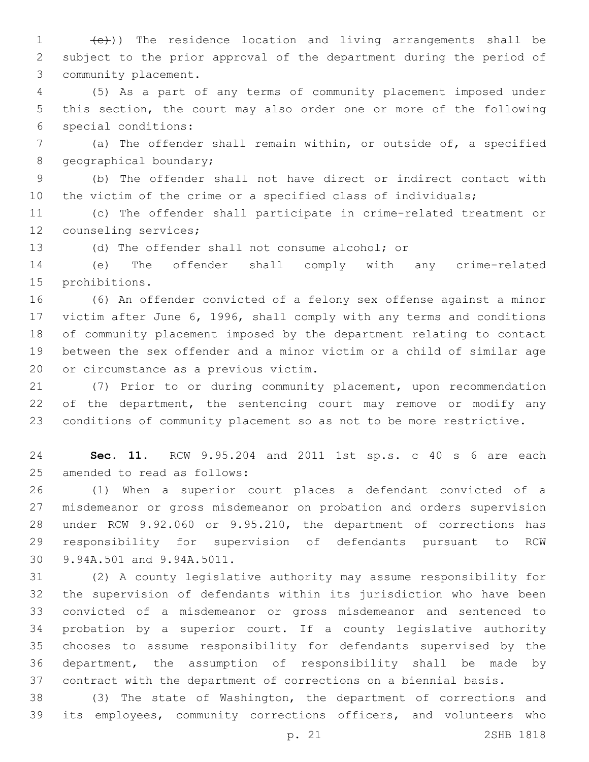~~(e)~~)) The residence location and living arrangements shall be subject to the prior approval of the department during the period of community placement.

(5) As a part of any terms of community placement imposed under this section, the court may also order one or more of the following special conditions:

(a) The offender shall remain within, or outside of, a specified geographical boundary;

(b) The offender shall not have direct or indirect contact with the victim of the crime or a specified class of individuals;

(c) The offender shall participate in crime-related treatment or counseling services;

(d) The offender shall not consume alcohol; or

(e) The offender shall comply with any crime-related prohibitions.

(6) An offender convicted of a felony sex offense against a minor victim after June 6, 1996, shall comply with any terms and conditions of community placement imposed by the department relating to contact between the sex offender and a minor victim or a child of similar age or circumstance as a previous victim.

(7) Prior to or during community placement, upon recommendation of the department, the sentencing court may remove or modify any conditions of community placement so as not to be more restrictive.

**Sec. 11.** RCW 9.95.204 and 2011 1st sp.s. c 40 s 6 are each amended to read as follows:

(1) When a superior court places a defendant convicted of a misdemeanor or gross misdemeanor on probation and orders supervision under RCW 9.92.060 or 9.95.210, the department of corrections has responsibility for supervision of defendants pursuant to RCW 9.94A.501 and 9.94A.5011.

(2) A county legislative authority may assume responsibility for the supervision of defendants within its jurisdiction who have been convicted of a misdemeanor or gross misdemeanor and sentenced to probation by a superior court. If a county legislative authority chooses to assume responsibility for defendants supervised by the department, the assumption of responsibility shall be made by contract with the department of corrections on a biennial basis.

(3) The state of Washington, the department of corrections and its employees, community corrections officers, and volunteers who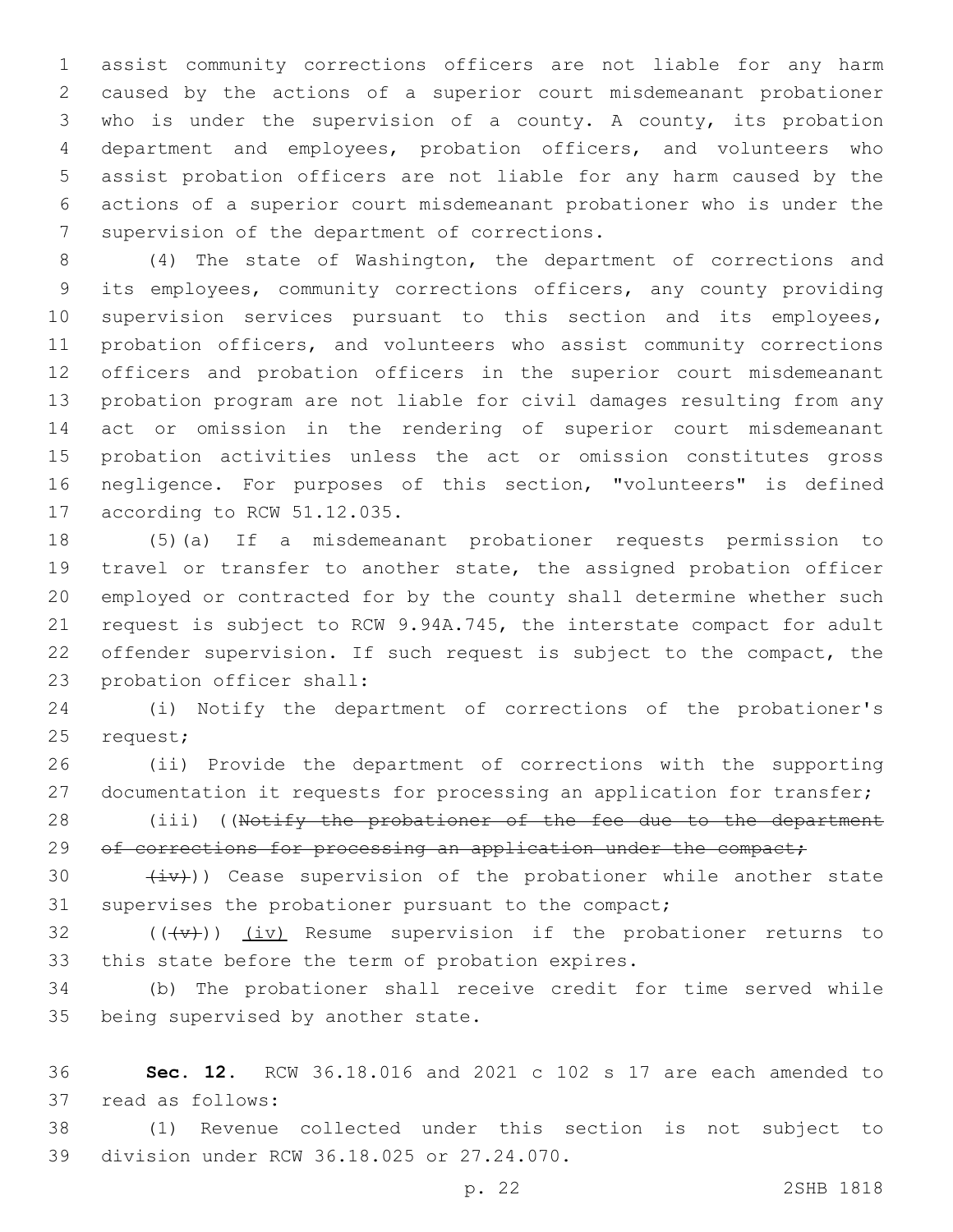assist community corrections officers are not liable for any harm caused by the actions of a superior court misdemeanant probationer who is under the supervision of a county. A county, its probation department and employees, probation officers, and volunteers who assist probation officers are not liable for any harm caused by the actions of a superior court misdemeanant probationer who is under the supervision of the department of corrections.

(4) The state of Washington, the department of corrections and its employees, community corrections officers, any county providing supervision services pursuant to this section and its employees, probation officers, and volunteers who assist community corrections officers and probation officers in the superior court misdemeanant probation program are not liable for civil damages resulting from any act or omission in the rendering of superior court misdemeanant probation activities unless the act or omission constitutes gross negligence. For purposes of this section, "volunteers" is defined according to RCW 51.12.035.

(5)(a) If a misdemeanant probationer requests permission to travel or transfer to another state, the assigned probation officer employed or contracted for by the county shall determine whether such request is subject to RCW 9.94A.745, the interstate compact for adult offender supervision. If such request is subject to the compact, the probation officer shall:

(i) Notify the department of corrections of the probationer's request;

(ii) Provide the department of corrections with the supporting documentation it requests for processing an application for transfer;

(iii) ((~~Notify the probationer of the fee due to the department of corrections for processing an application under the compact;~~

~~(iv)~~)) Cease supervision of the probationer while another state supervises the probationer pursuant to the compact;

((~~(v)~~)) <u>(iv)</u> Resume supervision if the probationer returns to this state before the term of probation expires.

(b) The probationer shall receive credit for time served while being supervised by another state.

**Sec. 12.** RCW 36.18.016 and 2021 c 102 s 17 are each amended to read as follows:

(1) Revenue collected under this section is not subject to division under RCW 36.18.025 or 27.24.070.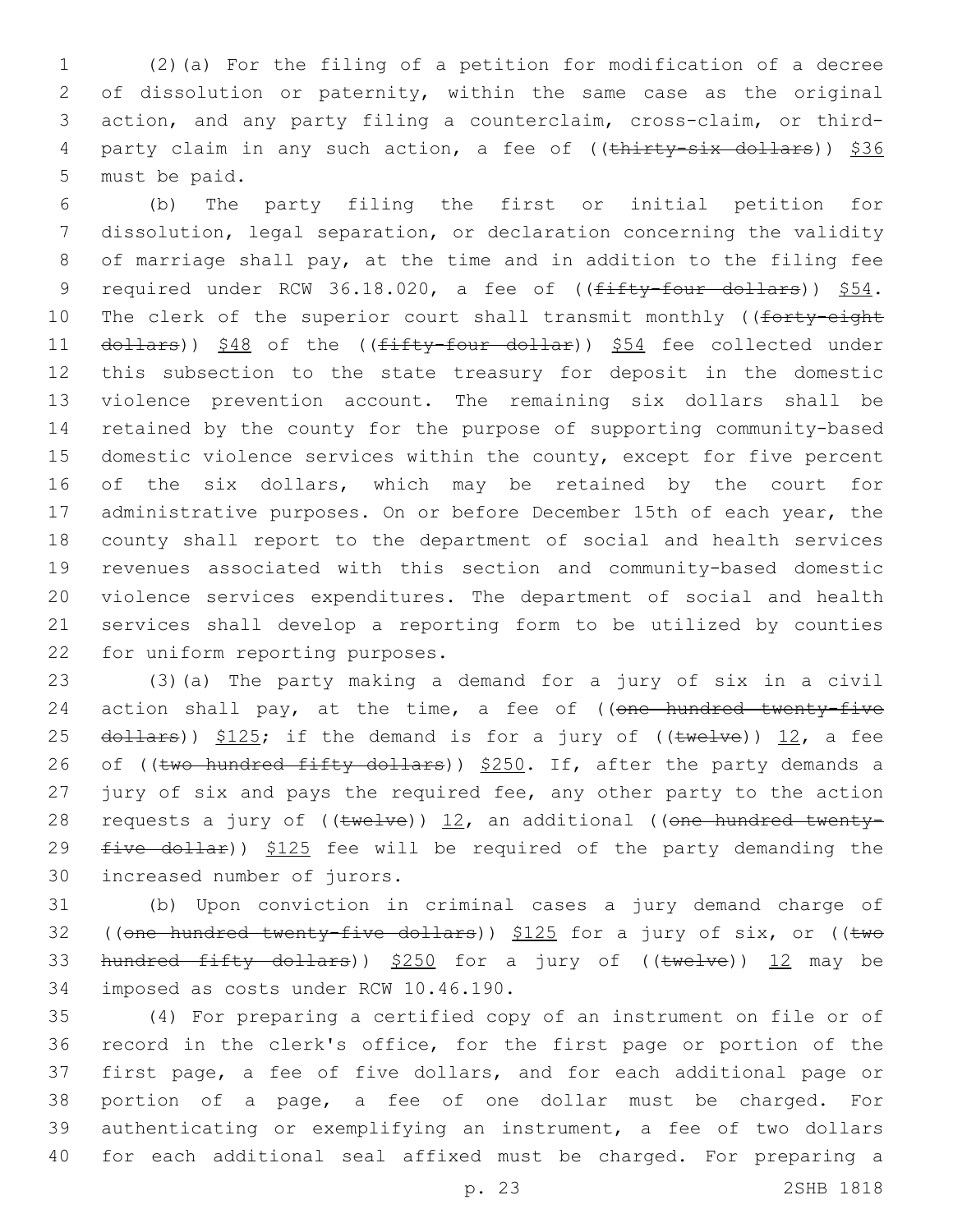(2)(a) For the filing of a petition for modification of a decree of dissolution or paternity, within the same case as the original action, and any party filing a counterclaim, cross-claim, or third-party claim in any such action, a fee of ((~~thirty-six dollars~~)) $36 must be paid.

(b) The party filing the first or initial petition for dissolution, legal separation, or declaration concerning the validity of marriage shall pay, at the time and in addition to the filing fee required under RCW 36.18.020, a fee of ((~~fifty-four dollars~~)) $54. The clerk of the superior court shall transmit monthly ((~~forty-eight dollars~~)) $48 of the ((~~fifty-four dollar~~)) $54 fee collected under this subsection to the state treasury for deposit in the domestic violence prevention account. The remaining six dollars shall be retained by the county for the purpose of supporting community-based domestic violence services within the county, except for five percent of the six dollars, which may be retained by the court for administrative purposes. On or before December 15th of each year, the county shall report to the department of social and health services revenues associated with this section and community-based domestic violence services expenditures. The department of social and health services shall develop a reporting form to be utilized by counties for uniform reporting purposes.

(3)(a) The party making a demand for a jury of six in a civil action shall pay, at the time, a fee of ((~~one hundred twenty-five dollars~~)) $125; if the demand is for a jury of ((~~twelve~~)) 12, a fee of ((~~two hundred fifty dollars~~)) $250. If, after the party demands a jury of six and pays the required fee, any other party to the action requests a jury of ((~~twelve~~)) 12, an additional ((~~one hundred twenty-five dollar~~)) $125 fee will be required of the party demanding the increased number of jurors.

(b) Upon conviction in criminal cases a jury demand charge of ((~~one hundred twenty-five dollars~~)) $125 for a jury of six, or ((~~two hundred fifty dollars~~)) $250 for a jury of ((~~twelve~~)) 12 may be imposed as costs under RCW 10.46.190.

(4) For preparing a certified copy of an instrument on file or of record in the clerk's office, for the first page or portion of the first page, a fee of five dollars, and for each additional page or portion of a page, a fee of one dollar must be charged. For authenticating or exemplifying an instrument, a fee of two dollars for each additional seal affixed must be charged. For preparing a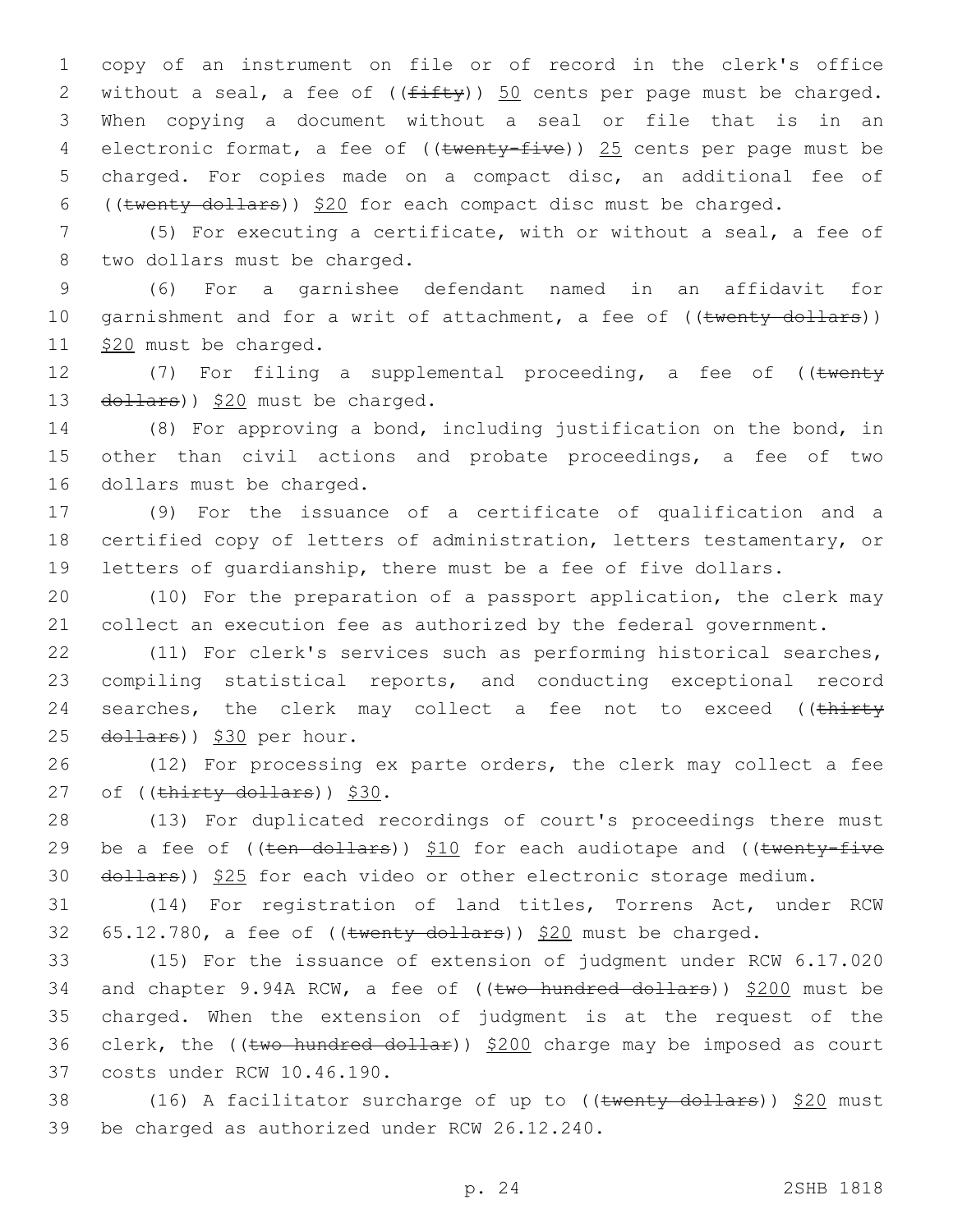copy of an instrument on file or of record in the clerk's office without a seal, a fee of ((~~fifty~~)) 50 cents per page must be charged. When copying a document without a seal or file that is in an electronic format, a fee of ((~~twenty-five~~)) 25 cents per page must be charged. For copies made on a compact disc, an additional fee of ((~~twenty dollars~~)) $20 for each compact disc must be charged.

(5) For executing a certificate, with or without a seal, a fee of two dollars must be charged.

(6) For a garnishee defendant named in an affidavit for garnishment and for a writ of attachment, a fee of ((~~twenty dollars~~)) $20 must be charged.

(7) For filing a supplemental proceeding, a fee of ((~~twenty dollars~~)) $20 must be charged.

(8) For approving a bond, including justification on the bond, in other than civil actions and probate proceedings, a fee of two dollars must be charged.

(9) For the issuance of a certificate of qualification and a certified copy of letters of administration, letters testamentary, or letters of guardianship, there must be a fee of five dollars.

(10) For the preparation of a passport application, the clerk may collect an execution fee as authorized by the federal government.

(11) For clerk's services such as performing historical searches, compiling statistical reports, and conducting exceptional record searches, the clerk may collect a fee not to exceed ((~~thirty dollars~~)) $30 per hour.

(12) For processing ex parte orders, the clerk may collect a fee of ((~~thirty dollars~~)) $30.

(13) For duplicated recordings of court's proceedings there must be a fee of ((~~ten dollars~~)) $10 for each audiotape and ((~~twenty-five dollars~~)) $25 for each video or other electronic storage medium.

(14) For registration of land titles, Torrens Act, under RCW 65.12.780, a fee of ((~~twenty dollars~~)) $20 must be charged.

(15) For the issuance of extension of judgment under RCW 6.17.020 and chapter 9.94A RCW, a fee of ((~~two hundred dollars~~)) $200 must be charged. When the extension of judgment is at the request of the clerk, the ((~~two hundred dollar~~)) $200 charge may be imposed as court costs under RCW 10.46.190.

(16) A facilitator surcharge of up to ((~~twenty dollars~~)) $20 must be charged as authorized under RCW 26.12.240.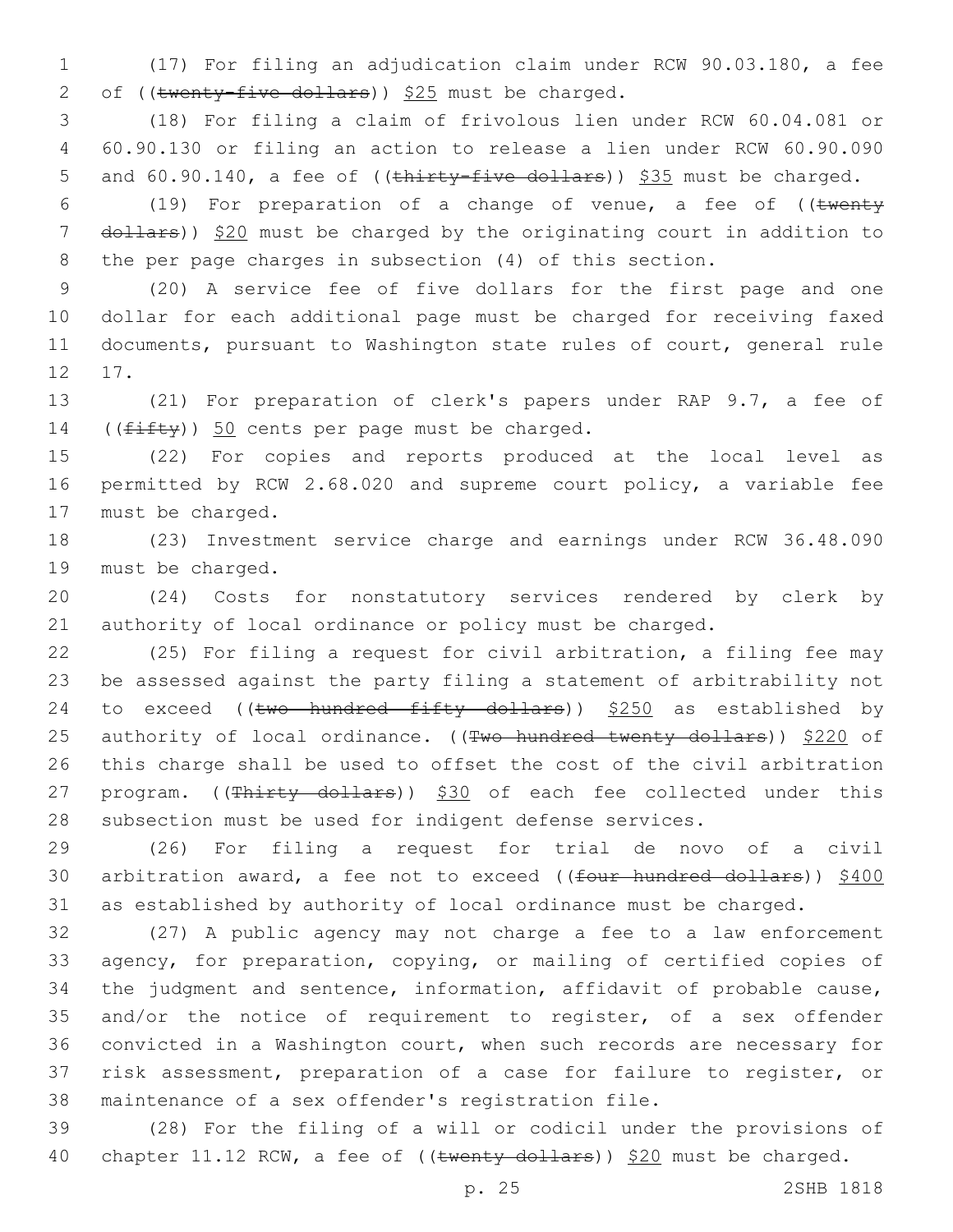(17) For filing an adjudication claim under RCW 90.03.180, a fee of ((~~twenty-five dollars~~)) $25 must be charged.

(18) For filing a claim of frivolous lien under RCW 60.04.081 or 60.90.130 or filing an action to release a lien under RCW 60.90.090 and 60.90.140, a fee of ((~~thirty-five dollars~~)) $35 must be charged.

(19) For preparation of a change of venue, a fee of ((~~twenty dollars~~)) $20 must be charged by the originating court in addition to the per page charges in subsection (4) of this section.

(20) A service fee of five dollars for the first page and one dollar for each additional page must be charged for receiving faxed documents, pursuant to Washington state rules of court, general rule 17.

(21) For preparation of clerk's papers under RAP 9.7, a fee of ((~~fifty~~)) 50 cents per page must be charged.

(22) For copies and reports produced at the local level as permitted by RCW 2.68.020 and supreme court policy, a variable fee must be charged.

(23) Investment service charge and earnings under RCW 36.48.090 must be charged.

(24) Costs for nonstatutory services rendered by clerk by authority of local ordinance or policy must be charged.

(25) For filing a request for civil arbitration, a filing fee may be assessed against the party filing a statement of arbitrability not to exceed ((~~two hundred fifty dollars~~)) $250 as established by authority of local ordinance. ((~~Two hundred twenty dollars~~)) $220 of this charge shall be used to offset the cost of the civil arbitration program. ((~~Thirty dollars~~)) $30 of each fee collected under this subsection must be used for indigent defense services.

(26) For filing a request for trial de novo of a civil arbitration award, a fee not to exceed ((~~four hundred dollars~~)) $400 as established by authority of local ordinance must be charged.

(27) A public agency may not charge a fee to a law enforcement agency, for preparation, copying, or mailing of certified copies of the judgment and sentence, information, affidavit of probable cause, and/or the notice of requirement to register, of a sex offender convicted in a Washington court, when such records are necessary for risk assessment, preparation of a case for failure to register, or maintenance of a sex offender's registration file.

(28) For the filing of a will or codicil under the provisions of chapter 11.12 RCW, a fee of ((~~twenty dollars~~)) $20 must be charged.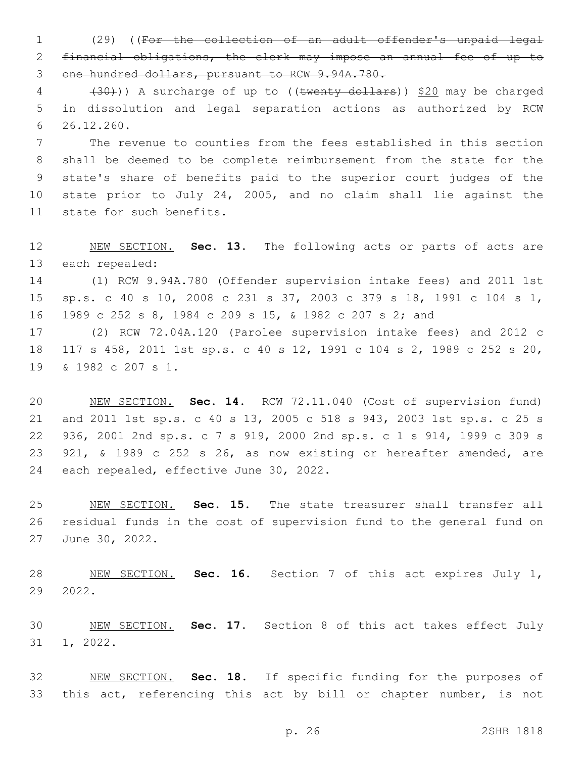(29) ((~~For the collection of an adult offender's unpaid legal financial obligations, the clerk may impose an annual fee of up to one hundred dollars, pursuant to RCW 9.94A.780.~~

~~(30)~~)) A surcharge of up to ((~~twenty dollars~~)) <u>$20</u> may be charged in dissolution and legal separation actions as authorized by RCW 26.12.260.

The revenue to counties from the fees established in this section shall be deemed to be complete reimbursement from the state for the state's share of benefits paid to the superior court judges of the state prior to July 24, 2005, and no claim shall lie against the state for such benefits.

<u>NEW SECTION.</u> **Sec. 13.** The following acts or parts of acts are each repealed:

(1) RCW 9.94A.780 (Offender supervision intake fees) and 2011 1st sp.s. c 40 s 10, 2008 c 231 s 37, 2003 c 379 s 18, 1991 c 104 s 1, 1989 c 252 s 8, 1984 c 209 s 15, & 1982 c 207 s 2; and

(2) RCW 72.04A.120 (Parolee supervision intake fees) and 2012 c 117 s 458, 2011 1st sp.s. c 40 s 12, 1991 c 104 s 2, 1989 c 252 s 20, & 1982 c 207 s 1.

<u>NEW SECTION.</u> **Sec. 14.** RCW 72.11.040 (Cost of supervision fund) and 2011 1st sp.s. c 40 s 13, 2005 c 518 s 943, 2003 1st sp.s. c 25 s 936, 2001 2nd sp.s. c 7 s 919, 2000 2nd sp.s. c 1 s 914, 1999 c 309 s 921, & 1989 c 252 s 26, as now existing or hereafter amended, are each repealed, effective June 30, 2022.

<u>NEW SECTION.</u> **Sec. 15.** The state treasurer shall transfer all residual funds in the cost of supervision fund to the general fund on June 30, 2022.

<u>NEW SECTION.</u> **Sec. 16.** Section 7 of this act expires July 1, 2022.

<u>NEW SECTION.</u> **Sec. 17.** Section 8 of this act takes effect July 1, 2022.

<u>NEW SECTION.</u> **Sec. 18.** If specific funding for the purposes of this act, referencing this act by bill or chapter number, is not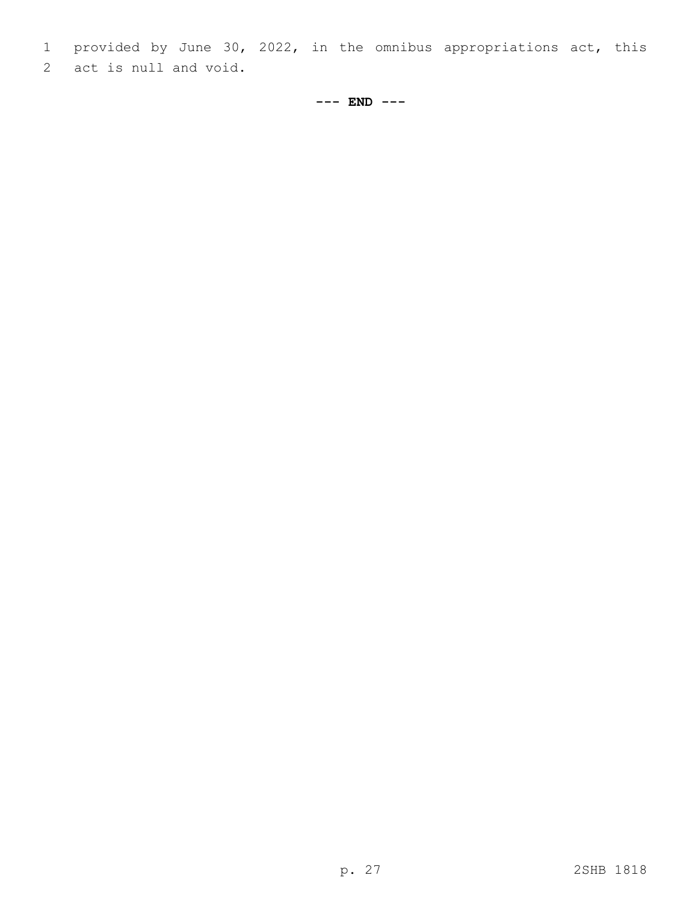provided by June 30, 2022, in the omnibus appropriations act, this act is null and void.

--- END ---